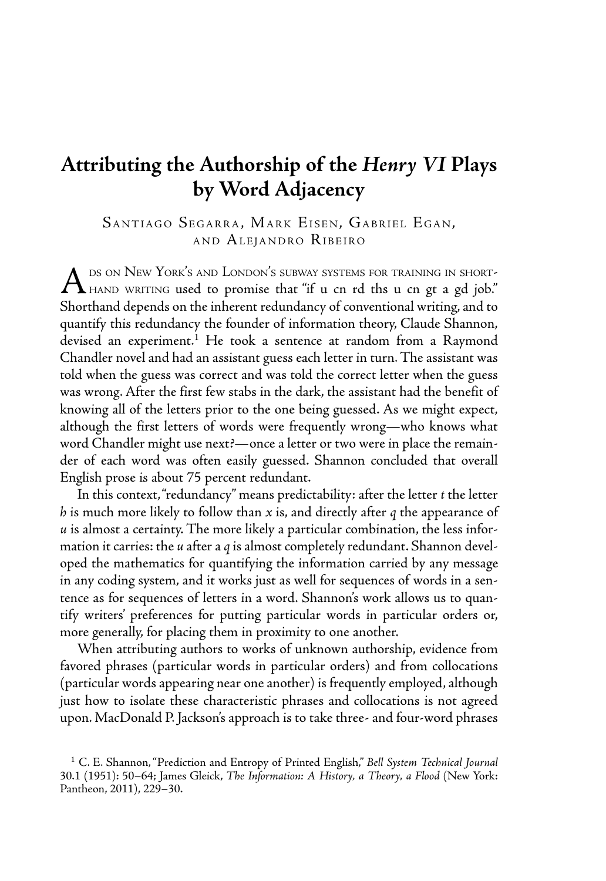# Attributing the Authorship of the *Henry VI* Plays by Word Adjacency

Santiago Segarra, Mark Eisen, Gabriel Egan, and Alejandro Ribeiro

Ads on New York's and London's subway systems for training in shorthand writing used to promise that "if u cn rd ths u cn gt a gd job." Shorthand depends on the inherent redundancy of conventional writing, and to quantify this redundancy the founder of information theory, Claude Shannon, devised an experiment.[1] He took a sentence at random from a Raymond Chandler novel and had an assistant guess each letter in turn. The assistant was told when the guess was correct and was told the correct letter when the guess was wrong. After the first few stabs in the dark, the assistant had the benefit of knowing all of the letters prior to the one being guessed. As we might expect, although the first letters of words were frequently wrong—who knows what word Chandler might use next?—once a letter or two were in place the remainder of each word was often easily guessed. Shannon concluded that overall English prose is about 75 percent redundant.

In this context, "redundancy" means predictability: after the letter *t* the letter *h* is much more likely to follow than *x* is, and directly after *q* the appearance of *u* is almost a certainty. The more likely a particular combination, the less information it carries: the *u* after a *q* is almost completely redundant. Shannon developed the mathematics for quantifying the information carried by any message in any coding system, and it works just as well for sequences of words in a sentence as for sequences of letters in a word. Shannon's work allows us to quantify writers' preferences for putting particular words in particular orders or, more generally, for placing them in proximity to one another.

When attributing authors to works of unknown authorship, evidence from favored phrases (particular words in particular orders) and from collocations (particular words appearing near one another) is frequently employed, although just how to isolate these characteristic phrases and collocations is not agreed upon. MacDonald P. Jackson's approach is to take three- and four-word phrases

[1] C. E. Shannon, "Prediction and Entropy of Printed English," *Bell System Technical Journal* 30.1 (1951): 50–64; James Gleick, *The Information: A History, a Theory, a Flood* (New York: Pantheon, 2011), 229–30.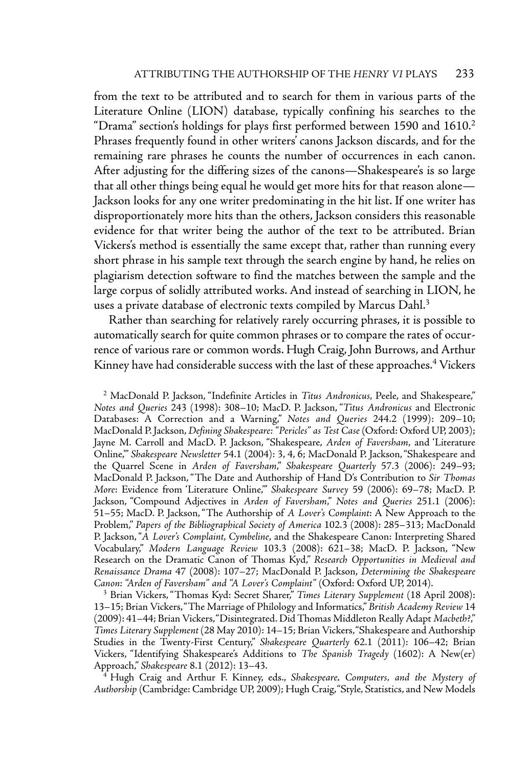from the text to be attributed and to search for them in various parts of the Literature Online (LION) database, typically confining his searches to the "Drama" section's holdings for plays first performed between 1590 and 1610.[2] Phrases frequently found in other writers' canons Jackson discards, and for the remaining rare phrases he counts the number of occurrences in each canon. After adjusting for the differing sizes of the canons—Shakespeare's is so large that all other things being equal he would get more hits for that reason alone—Jackson looks for any one writer predominating in the hit list. If one writer has disproportionately more hits than the others, Jackson considers this reasonable evidence for that writer being the author of the text to be attributed. Brian Vickers's method is essentially the same except that, rather than running every short phrase in his sample text through the search engine by hand, he relies on plagiarism detection software to find the matches between the sample and the large corpus of solidly attributed works. And instead of searching in LION, he uses a private database of electronic texts compiled by Marcus Dahl.[3]

Rather than searching for relatively rarely occurring phrases, it is possible to automatically search for quite common phrases or to compare the rates of occurrence of various rare or common words. Hugh Craig, John Burrows, and Arthur Kinney have had considerable success with the last of these approaches.[4] Vickers

[2] MacDonald P. Jackson, "Indefinite Articles in *Titus Andronicus*, Peele, and Shakespeare," *Notes and Queries* 243 (1998): 308–10; MacD. P. Jackson, "*Titus Andronicus* and Electronic Databases: A Correction and a Warning," *Notes and Queries* 244.2 (1999): 209–10; MacDonald P. Jackson, *Defining Shakespeare: "Pericles" as Test Case* (Oxford: Oxford UP, 2003); Jayne M. Carroll and MacD. P. Jackson, "Shakespeare, *Arden of Faversham*, and 'Literature Online,'" *Shakespeare Newsletter* 54.1 (2004): 3, 4, 6; MacDonald P. Jackson, "Shakespeare and the Quarrel Scene in *Arden of Faversham*," *Shakespeare Quarterly* 57.3 (2006): 249–93; MacDonald P. Jackson, "The Date and Authorship of Hand D's Contribution to *Sir Thomas More*: Evidence from 'Literature Online,'" *Shakespeare Survey* 59 (2006): 69–78; MacD. P. Jackson, "Compound Adjectives in *Arden of Faversham*," *Notes and Queries* 251.1 (2006): 51–55; MacD. P. Jackson, "The Authorship of *A Lover's Complaint*: A New Approach to the Problem," *Papers of the Bibliographical Society of America* 102.3 (2008): 285–313; MacDonald P. Jackson, "*A Lover's Complaint*, *Cymbeline*, and the Shakespeare Canon: Interpreting Shared Vocabulary," *Modern Language Review* 103.3 (2008): 621–38; MacD. P. Jackson, "New Research on the Dramatic Canon of Thomas Kyd," *Research Opportunities in Medieval and Renaissance Drama* 47 (2008): 107–27; MacDonald P. Jackson, *Determining the Shakespeare Canon: "Arden of Faversham" and "A Lover's Complaint"* (Oxford: Oxford UP, 2014).

[3] Brian Vickers, "Thomas Kyd: Secret Sharer," *Times Literary Supplement* (18 April 2008): 13–15; Brian Vickers, "The Marriage of Philology and Informatics," *British Academy Review* 14 (2009): 41–44; Brian Vickers, "Disintegrated. Did Thomas Middleton Really Adapt *Macbeth?*," *Times Literary Supplement* (28 May 2010): 14–15; Brian Vickers, "Shakespeare and Authorship Studies in the Twenty-First Century," *Shakespeare Quarterly* 62.1 (2011): 106–42; Brian Vickers, "Identifying Shakespeare's Additions to *The Spanish Tragedy* (1602): A New(er) Approach," *Shakespeare* 8.1 (2012): 13–43.

[4] Hugh Craig and Arthur F. Kinney, eds., *Shakespeare, Computers, and the Mystery of Authorship* (Cambridge: Cambridge UP, 2009); Hugh Craig, "Style, Statistics, and New Models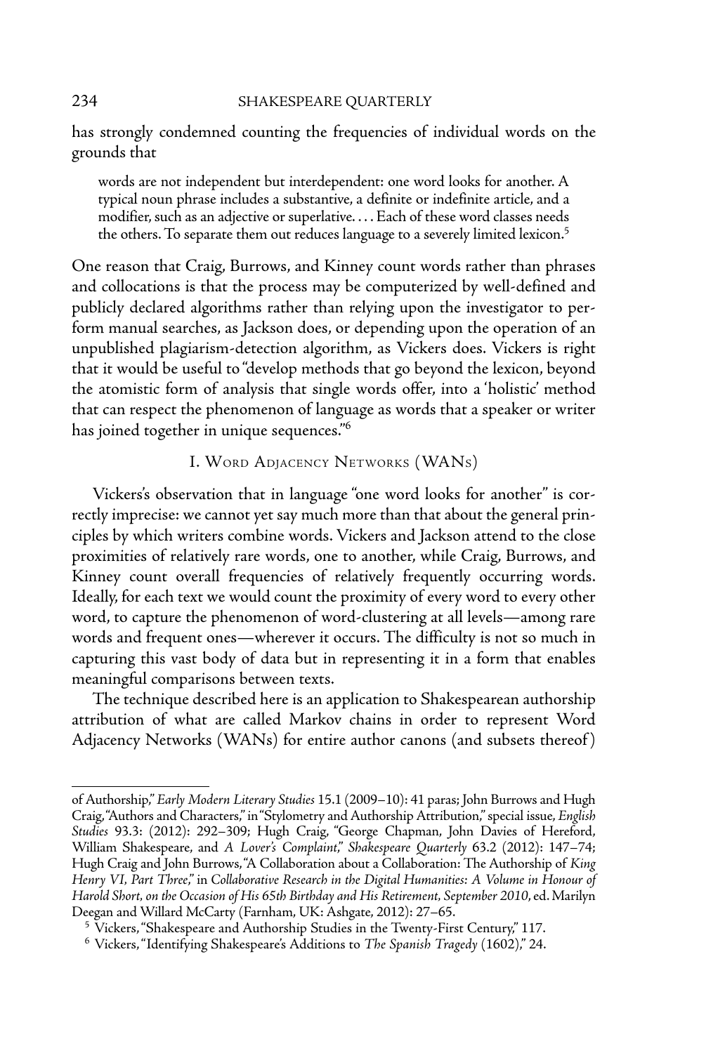has strongly condemned counting the frequencies of individual words on the grounds that

> words are not independent but interdependent: one word looks for another. A typical noun phrase includes a substantive, a definite or indefinite article, and a modifier, such as an adjective or superlative. . . . Each of these word classes needs the others. To separate them out reduces language to a severely limited lexicon.[5]

One reason that Craig, Burrows, and Kinney count words rather than phrases and collocations is that the process may be computerized by well-defined and publicly declared algorithms rather than relying upon the investigator to perform manual searches, as Jackson does, or depending upon the operation of an unpublished plagiarism-detection algorithm, as Vickers does. Vickers is right that it would be useful to "develop methods that go beyond the lexicon, beyond the atomistic form of analysis that single words offer, into a 'holistic' method that can respect the phenomenon of language as words that a speaker or writer has joined together in unique sequences."[6]

## I. Word Adjacency Networks (WANs)

Vickers's observation that in language "one word looks for another" is correctly imprecise: we cannot yet say much more than that about the general principles by which writers combine words. Vickers and Jackson attend to the close proximities of relatively rare words, one to another, while Craig, Burrows, and Kinney count overall frequencies of relatively frequently occurring words. Ideally, for each text we would count the proximity of every word to every other word, to capture the phenomenon of word-clustering at all levels—among rare words and frequent ones—wherever it occurs. The difficulty is not so much in capturing this vast body of data but in representing it in a form that enables meaningful comparisons between texts.

The technique described here is an application to Shakespearean authorship attribution of what are called Markov chains in order to represent Word Adjacency Networks (WANs) for entire author canons (and subsets thereof)

---

of Authorship," *Early Modern Literary Studies* 15.1 (2009–10): 41 paras; John Burrows and Hugh Craig, "Authors and Characters," in "Stylometry and Authorship Attribution," special issue, *English Studies* 93.3: (2012): 292–309; Hugh Craig, "George Chapman, John Davies of Hereford, William Shakespeare, and *A Lover's Complaint*," *Shakespeare Quarterly* 63.2 (2012): 147–74; Hugh Craig and John Burrows, "A Collaboration about a Collaboration: The Authorship of *King Henry VI, Part Three*," in *Collaborative Research in the Digital Humanities: A Volume in Honour of Harold Short, on the Occasion of His 65th Birthday and His Retirement, September 2010*, ed. Marilyn Deegan and Willard McCarty (Farnham, UK: Ashgate, 2012): 27–65.

[5] Vickers, "Shakespeare and Authorship Studies in the Twenty-First Century," 117.

[6] Vickers, "Identifying Shakespeare's Additions to *The Spanish Tragedy* (1602)," 24.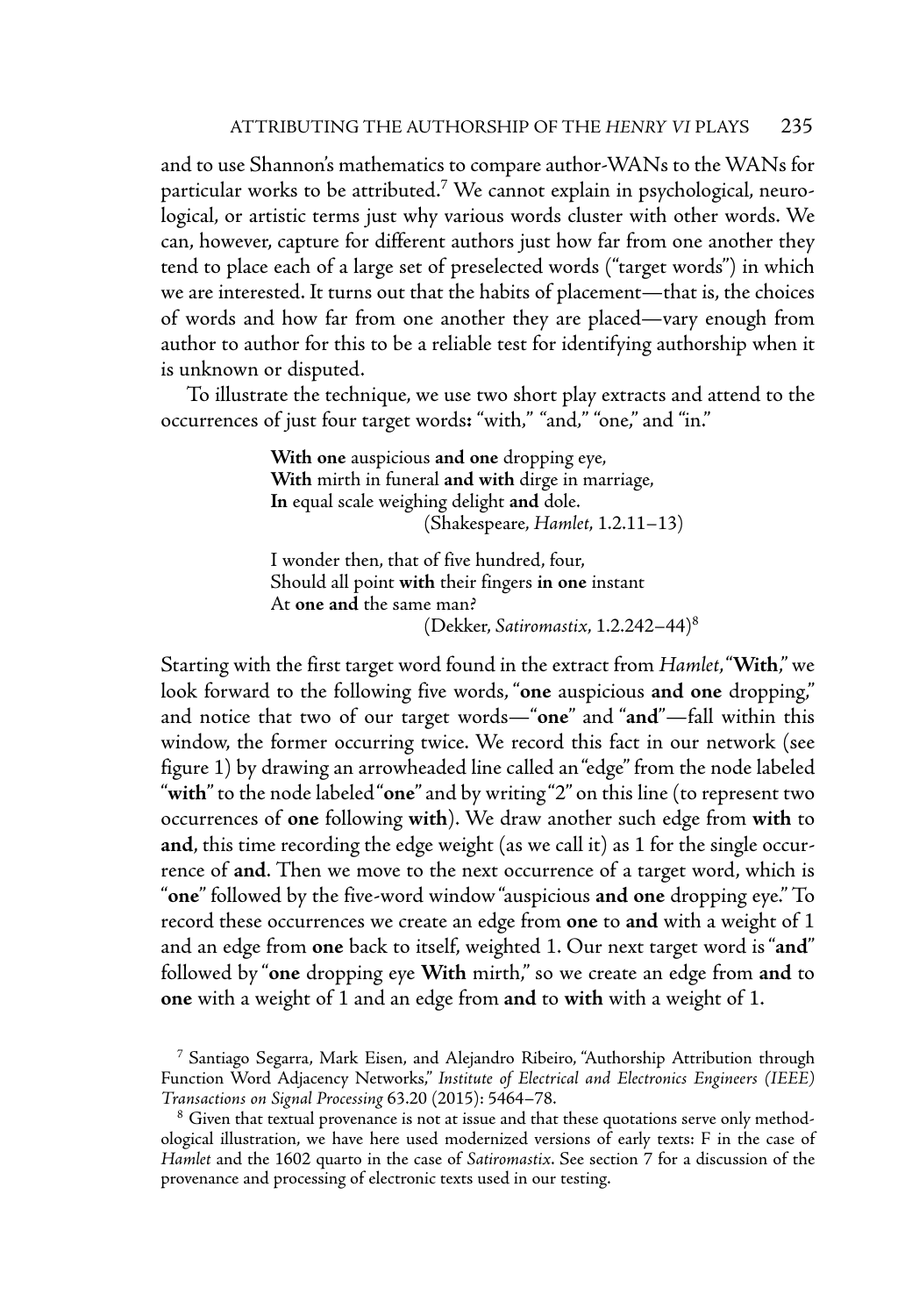and to use Shannon's mathematics to compare author-WANs to the WANs for particular works to be attributed.[7] We cannot explain in psychological, neurological, or artistic terms just why various words cluster with other words. We can, however, capture for different authors just how far from one another they tend to place each of a large set of preselected words ("target words") in which we are interested. It turns out that the habits of placement—that is, the choices of words and how far from one another they are placed—vary enough from author to author for this to be a reliable test for identifying authorship when it is unknown or disputed.

To illustrate the technique, we use two short play extracts and attend to the occurrences of just four target words**:** "with," "and," "one," and "in."

> **With one** auspicious **and one** dropping eye,
> **With** mirth in funeral **and with** dirge in marriage,
> **In** equal scale weighing delight **and** dole.
> (Shakespeare, *Hamlet*, 1.2.11–13)

> I wonder then, that of five hundred, four,
> Should all point **with** their fingers **in one** instant
> At **one and** the same man?
> (Dekker, *Satiromastix*, 1.2.242–44)[8]

Starting with the first target word found in the extract from *Hamlet*, "**With**," we look forward to the following five words, "**one** auspicious **and one** dropping," and notice that two of our target words—"**one**" and "**and**"—fall within this window, the former occurring twice. We record this fact in our network (see figure 1) by drawing an arrowheaded line called an "edge" from the node labeled "**with**" to the node labeled "**one**" and by writing "2" on this line (to represent two occurrences of **one** following **with**). We draw another such edge from **with** to **and**, this time recording the edge weight (as we call it) as 1 for the single occurrence of **and**. Then we move to the next occurrence of a target word, which is "**one**" followed by the five-word window "auspicious **and one** dropping eye." To record these occurrences we create an edge from **one** to **and** with a weight of 1 and an edge from **one** back to itself, weighted 1. Our next target word is "**and**" followed by "**one** dropping eye **With** mirth," so we create an edge from **and** to **one** with a weight of 1 and an edge from **and** to **with** with a weight of 1.

[7] Santiago Segarra, Mark Eisen, and Alejandro Ribeiro, "Authorship Attribution through Function Word Adjacency Networks," *Institute of Electrical and Electronics Engineers (IEEE) Transactions on Signal Processing* 63.20 (2015): 5464–78.

[8] Given that textual provenance is not at issue and that these quotations serve only methodological illustration, we have here used modernized versions of early texts: F in the case of *Hamlet* and the 1602 quarto in the case of *Satiromastix*. See section 7 for a discussion of the provenance and processing of electronic texts used in our testing.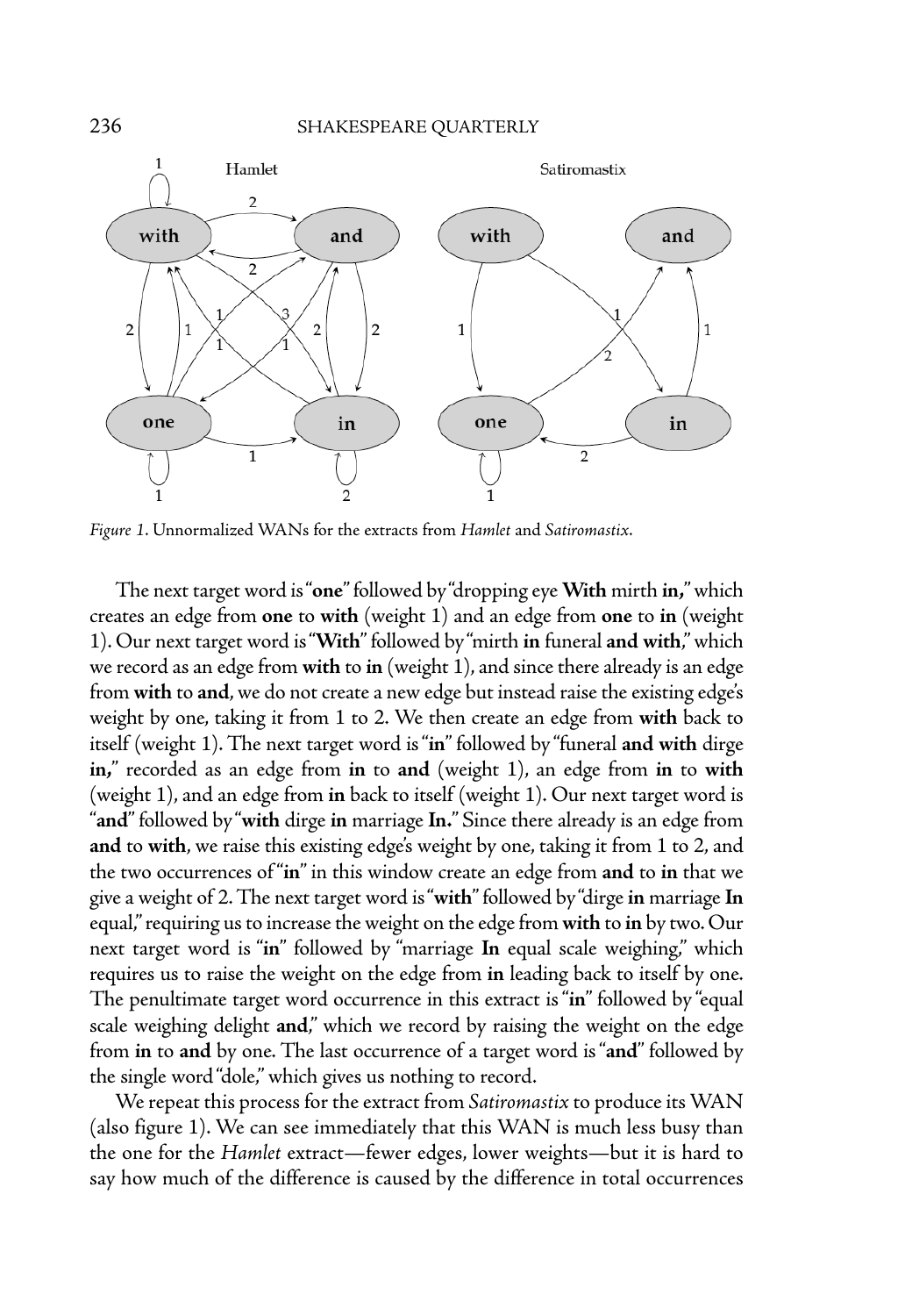*Figure 1*. Unnormalized WANs for the extracts from *Hamlet* and *Satiromastix*.

The next target word is "**one**" followed by "dropping eye **With** mirth **in**," which creates an edge from **one** to **with** (weight 1) and an edge from **one** to **in** (weight 1). Our next target word is "**With**" followed by "mirth **in** funeral **and with**," which we record as an edge from **with** to **in** (weight 1), and since there already is an edge from **with** to **and**, we do not create a new edge but instead raise the existing edge's weight by one, taking it from 1 to 2. We then create an edge from **with** back to itself (weight 1). The next target word is "**in**" followed by "funeral **and with** dirge **in**," recorded as an edge from **in** to **and** (weight 1), an edge from **in** to **with** (weight 1), and an edge from **in** back to itself (weight 1). Our next target word is "**and**" followed by "**with** dirge **in** marriage **In**." Since there already is an edge from **and** to **with**, we raise this existing edge's weight by one, taking it from 1 to 2, and the two occurrences of "**in**" in this window create an edge from **and** to **in** that we give a weight of 2. The next target word is "**with**" followed by "dirge **in** marriage **In** equal," requiring us to increase the weight on the edge from **with** to **in** by two. Our next target word is "**in**" followed by "marriage **In** equal scale weighing," which requires us to raise the weight on the edge from **in** leading back to itself by one. The penultimate target word occurrence in this extract is "**in**" followed by "equal scale weighing delight **and**," which we record by raising the weight on the edge from **in** to **and** by one. The last occurrence of a target word is "**and**" followed by the single word "dole," which gives us nothing to record.

We repeat this process for the extract from *Satiromastix* to produce its WAN (also figure 1). We can see immediately that this WAN is much less busy than the one for the *Hamlet* extract—fewer edges, lower weights—but it is hard to say how much of the difference is caused by the difference in total occurrences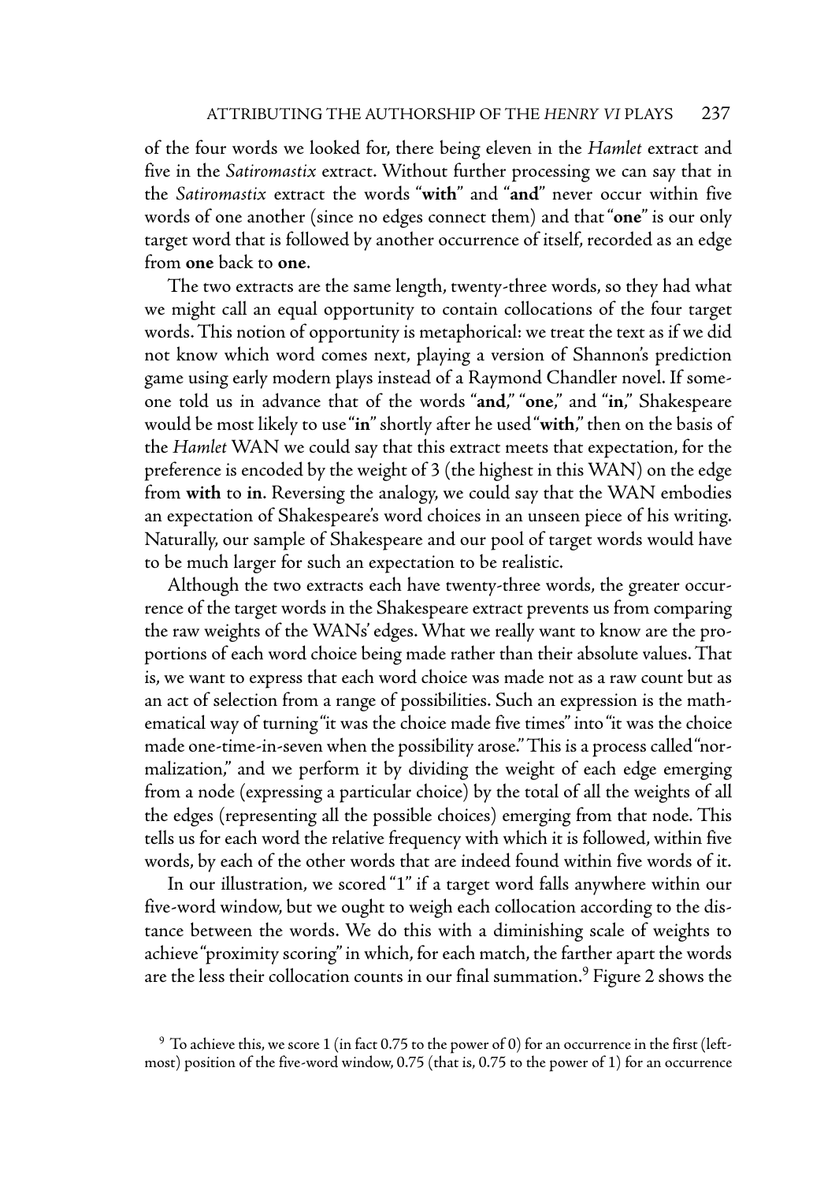of the four words we looked for, there being eleven in the *Hamlet* extract and five in the *Satiromastix* extract. Without further processing we can say that in the *Satiromastix* extract the words "**with**" and "**and**" never occur within five words of one another (since no edges connect them) and that "**one**" is our only target word that is followed by another occurrence of itself, recorded as an edge from **one** back to **one**.

The two extracts are the same length, twenty-three words, so they had what we might call an equal opportunity to contain collocations of the four target words. This notion of opportunity is metaphorical: we treat the text as if we did not know which word comes next, playing a version of Shannon's prediction game using early modern plays instead of a Raymond Chandler novel. If someone told us in advance that of the words "**and**," "**one**," and "**in**," Shakespeare would be most likely to use "**in**" shortly after he used "**with**," then on the basis of the *Hamlet* WAN we could say that this extract meets that expectation, for the preference is encoded by the weight of 3 (the highest in this WAN) on the edge from **with** to **in**. Reversing the analogy, we could say that the WAN embodies an expectation of Shakespeare's word choices in an unseen piece of his writing. Naturally, our sample of Shakespeare and our pool of target words would have to be much larger for such an expectation to be realistic.

Although the two extracts each have twenty-three words, the greater occurrence of the target words in the Shakespeare extract prevents us from comparing the raw weights of the WANs' edges. What we really want to know are the proportions of each word choice being made rather than their absolute values. That is, we want to express that each word choice was made not as a raw count but as an act of selection from a range of possibilities. Such an expression is the mathematical way of turning "it was the choice made five times" into "it was the choice made one-time-in-seven when the possibility arose." This is a process called "normalization," and we perform it by dividing the weight of each edge emerging from a node (expressing a particular choice) by the total of all the weights of all the edges (representing all the possible choices) emerging from that node. This tells us for each word the relative frequency with which it is followed, within five words, by each of the other words that are indeed found within five words of it.

In our illustration, we scored "1" if a target word falls anywhere within our five-word window, but we ought to weigh each collocation according to the distance between the words. We do this with a diminishing scale of weights to achieve "proximity scoring" in which, for each match, the farther apart the words are the less their collocation counts in our final summation.[9] Figure 2 shows the

[9] To achieve this, we score 1 (in fact 0.75 to the power of 0) for an occurrence in the first (leftmost) position of the five-word window, 0.75 (that is, 0.75 to the power of 1) for an occurrence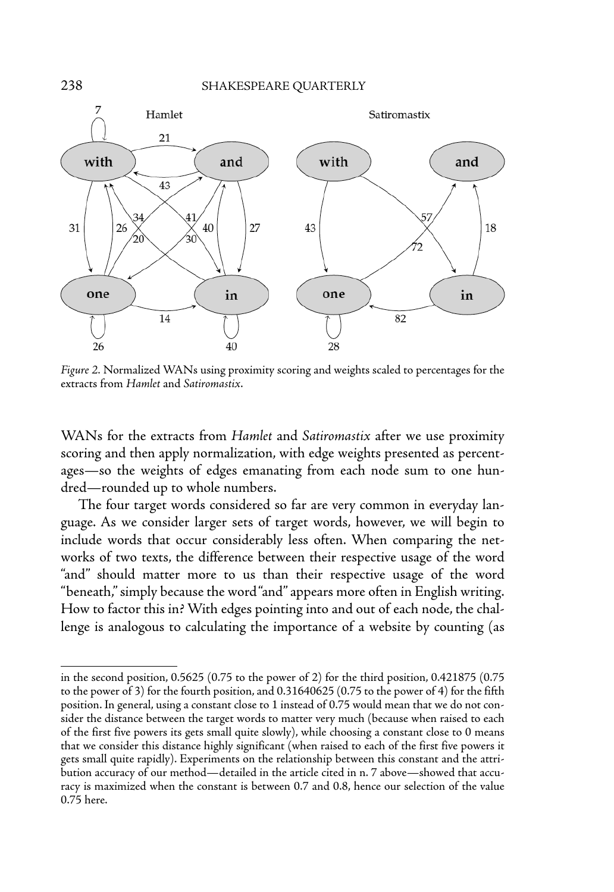*Figure 2.* Normalized WANs using proximity scoring and weights scaled to percentages for the extracts from *Hamlet* and *Satiromastix*.

WANs for the extracts from *Hamlet* and *Satiromastix* after we use proximity scoring and then apply normalization, with edge weights presented as percentages—so the weights of edges emanating from each node sum to one hundred—rounded up to whole numbers.

The four target words considered so far are very common in everyday language. As we consider larger sets of target words, however, we will begin to include words that occur considerably less often. When comparing the networks of two texts, the difference between their respective usage of the word "and" should matter more to us than their respective usage of the word "beneath," simply because the word "and" appears more often in English writing. How to factor this in? With edges pointing into and out of each node, the challenge is analogous to calculating the importance of a website by counting (as

---

in the second position, 0.5625 (0.75 to the power of 2) for the third position, 0.421875 (0.75 to the power of 3) for the fourth position, and 0.31640625 (0.75 to the power of 4) for the fifth position. In general, using a constant close to 1 instead of 0.75 would mean that we do not consider the distance between the target words to matter very much (because when raised to each of the first five powers its gets small quite slowly), while choosing a constant close to 0 means that we consider this distance highly significant (when raised to each of the first five powers it gets small quite rapidly). Experiments on the relationship between this constant and the attribution accuracy of our method—detailed in the article cited in n. 7 above—showed that accuracy is maximized when the constant is between 0.7 and 0.8, hence our selection of the value 0.75 here.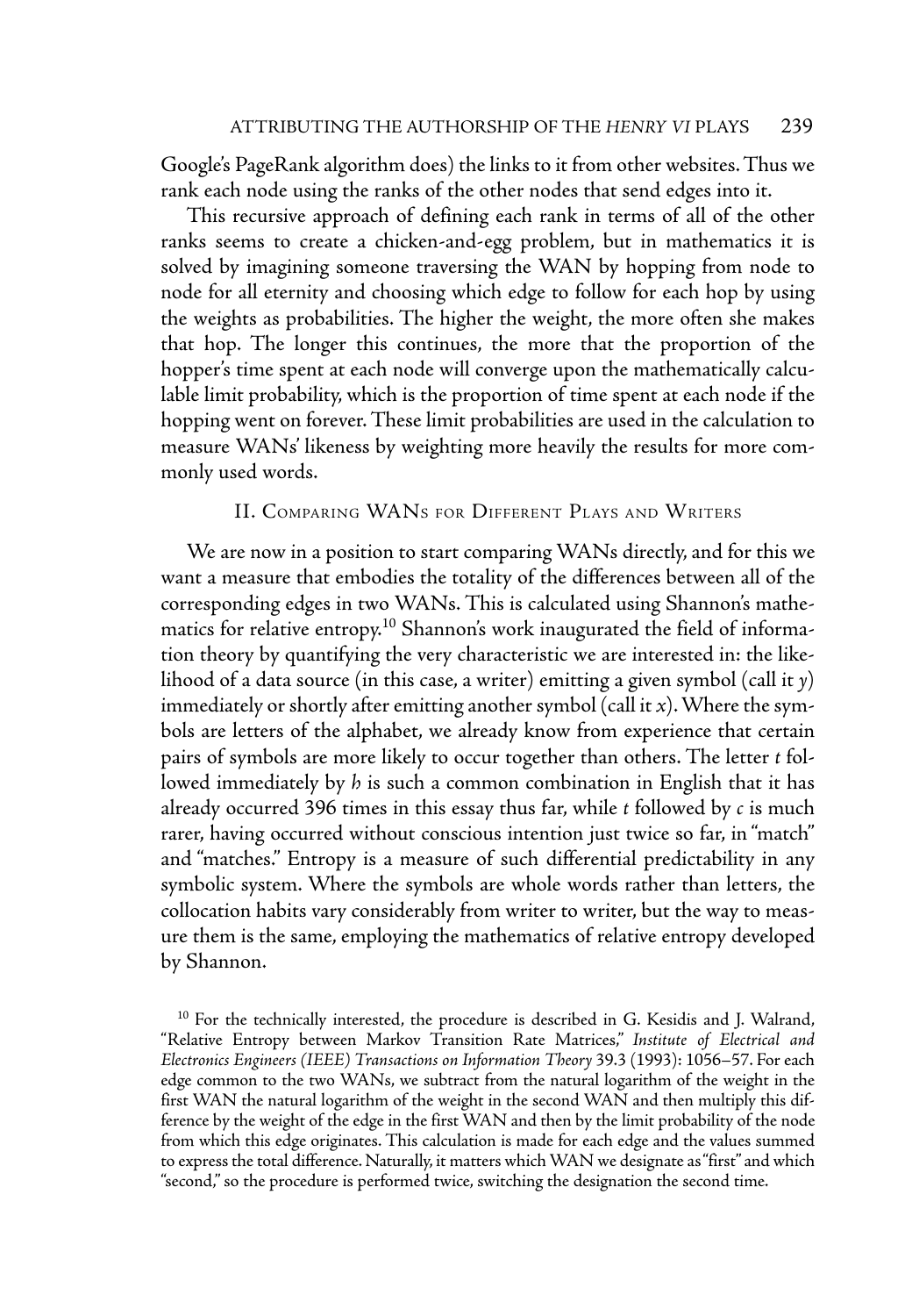Google's PageRank algorithm does) the links to it from other websites. Thus we rank each node using the ranks of the other nodes that send edges into it.

This recursive approach of defining each rank in terms of all of the other ranks seems to create a chicken-and-egg problem, but in mathematics it is solved by imagining someone traversing the WAN by hopping from node to node for all eternity and choosing which edge to follow for each hop by using the weights as probabilities. The higher the weight, the more often she makes that hop. The longer this continues, the more that the proportion of the hopper's time spent at each node will converge upon the mathematically calculable limit probability, which is the proportion of time spent at each node if the hopping went on forever. These limit probabilities are used in the calculation to measure WANs' likeness by weighting more heavily the results for more commonly used words.

## II. Comparing WANs for Different Plays and Writers

We are now in a position to start comparing WANs directly, and for this we want a measure that embodies the totality of the differences between all of the corresponding edges in two WANs. This is calculated using Shannon's mathematics for relative entropy.[10] Shannon's work inaugurated the field of information theory by quantifying the very characteristic we are interested in: the likelihood of a data source (in this case, a writer) emitting a given symbol (call it *y*) immediately or shortly after emitting another symbol (call it *x*). Where the symbols are letters of the alphabet, we already know from experience that certain pairs of symbols are more likely to occur together than others. The letter *t* followed immediately by *h* is such a common combination in English that it has already occurred 396 times in this essay thus far, while *t* followed by *c* is much rarer, having occurred without conscious intention just twice so far, in "match" and "matches." Entropy is a measure of such differential predictability in any symbolic system. Where the symbols are whole words rather than letters, the collocation habits vary considerably from writer to writer, but the way to measure them is the same, employing the mathematics of relative entropy developed by Shannon.

[10] For the technically interested, the procedure is described in G. Kesidis and J. Walrand, "Relative Entropy between Markov Transition Rate Matrices," *Institute of Electrical and Electronics Engineers (IEEE) Transactions on Information Theory* 39.3 (1993): 1056–57. For each edge common to the two WANs, we subtract from the natural logarithm of the weight in the first WAN the natural logarithm of the weight in the second WAN and then multiply this difference by the weight of the edge in the first WAN and then by the limit probability of the node from which this edge originates. This calculation is made for each edge and the values summed to express the total difference. Naturally, it matters which WAN we designate as "first" and which "second," so the procedure is performed twice, switching the designation the second time.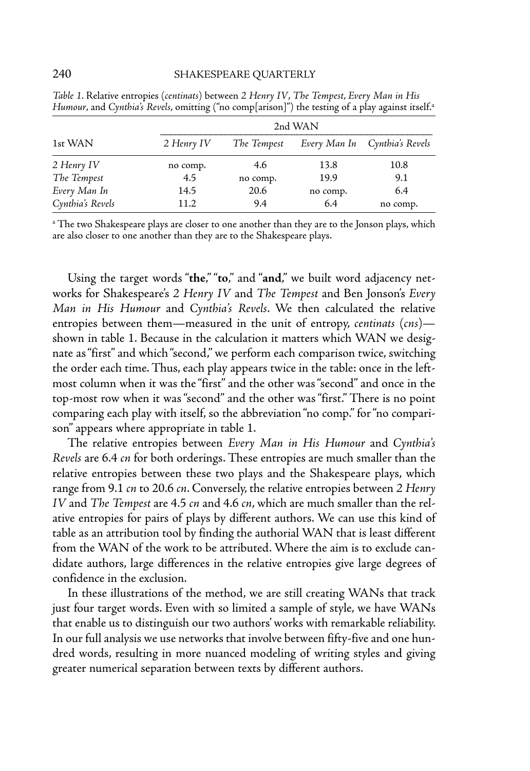*Table 1.* Relative entropies (*centinats*) between *2 Henry IV*, *The Tempest*, *Every Man in His Humour*, and *Cynthia's Revels*, omitting ("no comp[arison]") the testing of a play against itself.[a]

| | 2nd WAN | | | |
|---|---|---|---|---|
| 1st WAN | *2 Henry IV* | *The Tempest* | *Every Man In* | *Cynthia's Revels* |
| *2 Henry IV* | no comp. | 4.6 | 13.8 | 10.8 |
| *The Tempest* | 4.5 | no comp. | 19.9 | 9.1 |
| *Every Man In* | 14.5 | 20.6 | no comp. | 6.4 |
| *Cynthia's Revels* | 11.2 | 9.4 | 6.4 | no comp. |

[a] The two Shakespeare plays are closer to one another than they are to the Jonson plays, which are also closer to one another than they are to the Shakespeare plays.

Using the target words "**the**," "**to**," and "**and**," we built word adjacency networks for Shakespeare's *2 Henry IV* and *The Tempest* and Ben Jonson's *Every Man in His Humour* and *Cynthia's Revels*. We then calculated the relative entropies between them—measured in the unit of entropy, *centinats* (*cns*)—shown in table 1. Because in the calculation it matters which WAN we designate as "first" and which "second," we perform each comparison twice, switching the order each time. Thus, each play appears twice in the table: once in the leftmost column when it was the "first" and the other was "second" and once in the top-most row when it was "second" and the other was "first." There is no point comparing each play with itself, so the abbreviation "no comp." for "no comparison" appears where appropriate in table 1.

The relative entropies between *Every Man in His Humour* and *Cynthia's Revels* are 6.4 *cn* for both orderings. These entropies are much smaller than the relative entropies between these two plays and the Shakespeare plays, which range from 9.1 *cn* to 20.6 *cn*. Conversely, the relative entropies between *2 Henry IV* and *The Tempest* are 4.5 *cn* and 4.6 *cn*, which are much smaller than the relative entropies for pairs of plays by different authors. We can use this kind of table as an attribution tool by finding the authorial WAN that is least different from the WAN of the work to be attributed. Where the aim is to exclude candidate authors, large differences in the relative entropies give large degrees of confidence in the exclusion.

In these illustrations of the method, we are still creating WANs that track just four target words. Even with so limited a sample of style, we have WANs that enable us to distinguish our two authors' works with remarkable reliability. In our full analysis we use networks that involve between fifty-five and one hundred words, resulting in more nuanced modeling of writing styles and giving greater numerical separation between texts by different authors.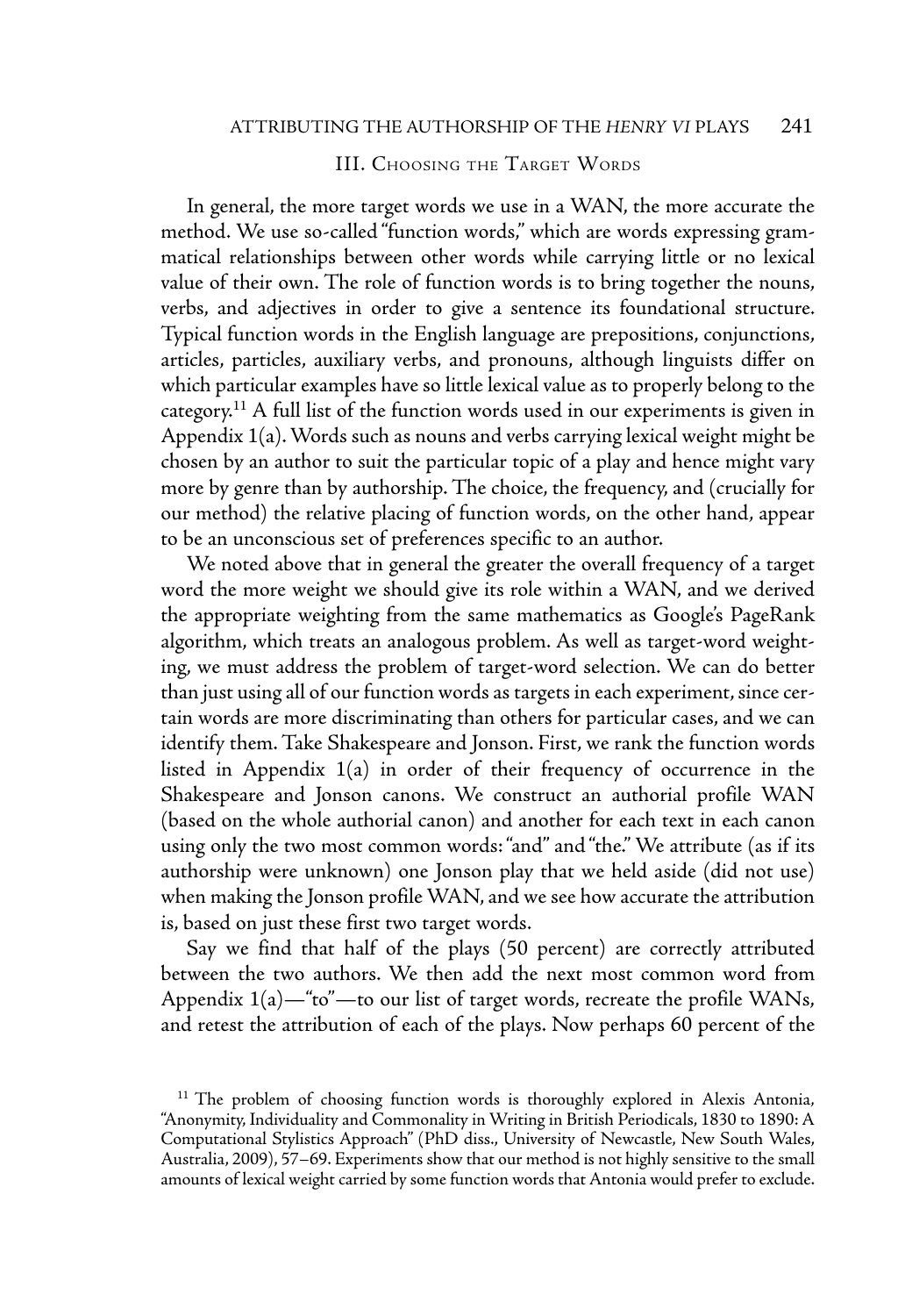## III. Choosing the Target Words

In general, the more target words we use in a WAN, the more accurate the method. We use so-called "function words," which are words expressing grammatical relationships between other words while carrying little or no lexical value of their own. The role of function words is to bring together the nouns, verbs, and adjectives in order to give a sentence its foundational structure. Typical function words in the English language are prepositions, conjunctions, articles, particles, auxiliary verbs, and pronouns, although linguists differ on which particular examples have so little lexical value as to properly belong to the category.[11] A full list of the function words used in our experiments is given in Appendix 1(a). Words such as nouns and verbs carrying lexical weight might be chosen by an author to suit the particular topic of a play and hence might vary more by genre than by authorship. The choice, the frequency, and (crucially for our method) the relative placing of function words, on the other hand, appear to be an unconscious set of preferences specific to an author.

We noted above that in general the greater the overall frequency of a target word the more weight we should give its role within a WAN, and we derived the appropriate weighting from the same mathematics as Google's PageRank algorithm, which treats an analogous problem. As well as target-word weighting, we must address the problem of target-word selection. We can do better than just using all of our function words as targets in each experiment, since certain words are more discriminating than others for particular cases, and we can identify them. Take Shakespeare and Jonson. First, we rank the function words listed in Appendix 1(a) in order of their frequency of occurrence in the Shakespeare and Jonson canons. We construct an authorial profile WAN (based on the whole authorial canon) and another for each text in each canon using only the two most common words: "and" and "the." We attribute (as if its authorship were unknown) one Jonson play that we held aside (did not use) when making the Jonson profile WAN, and we see how accurate the attribution is, based on just these first two target words.

Say we find that half of the plays (50 percent) are correctly attributed between the two authors. We then add the next most common word from Appendix 1(a)—"to"—to our list of target words, recreate the profile WANs, and retest the attribution of each of the plays. Now perhaps 60 percent of the

[11] The problem of choosing function words is thoroughly explored in Alexis Antonia, "Anonymity, Individuality and Commonality in Writing in British Periodicals, 1830 to 1890: A Computational Stylistics Approach" (PhD diss., University of Newcastle, New South Wales, Australia, 2009), 57–69. Experiments show that our method is not highly sensitive to the small amounts of lexical weight carried by some function words that Antonia would prefer to exclude.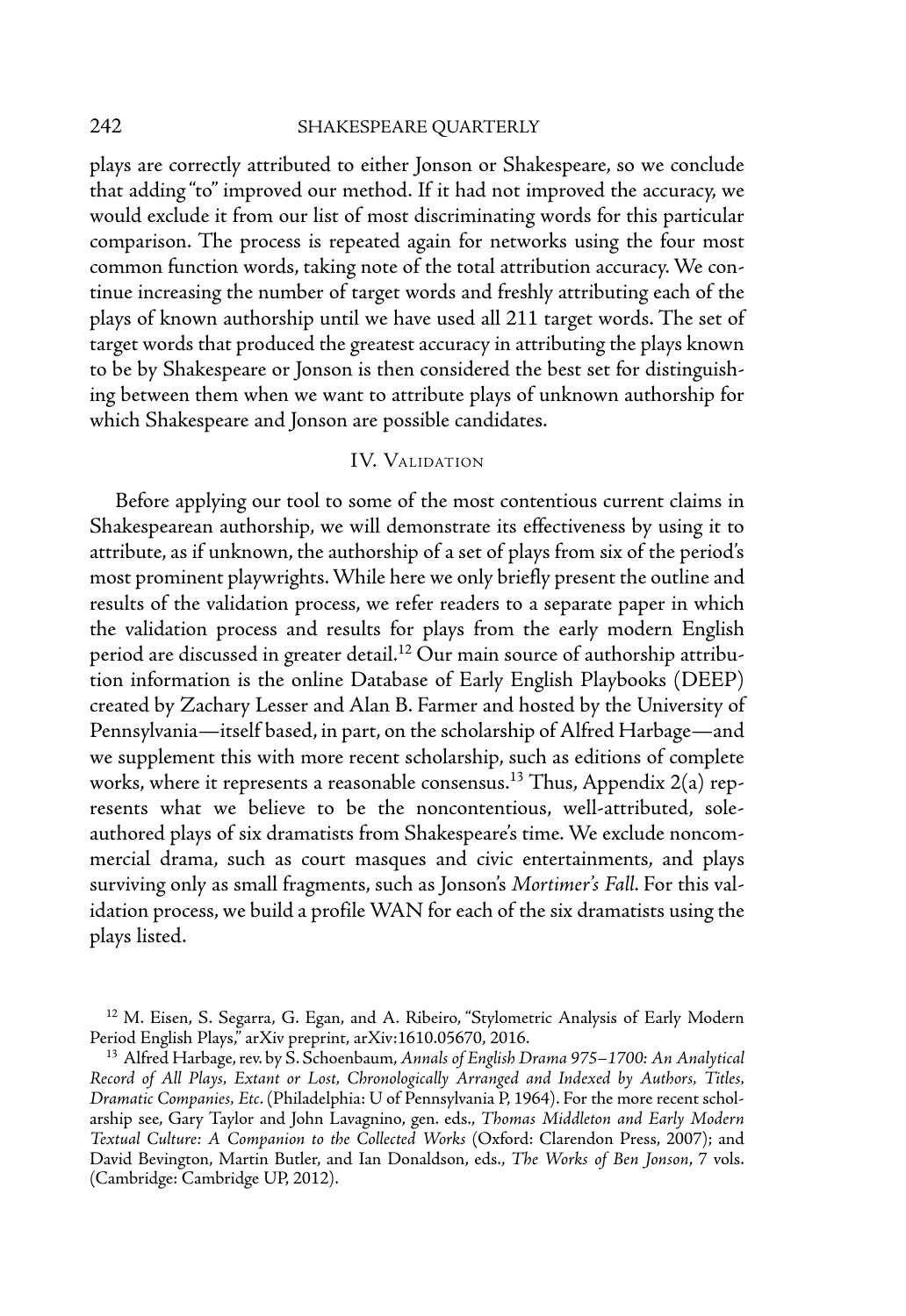plays are correctly attributed to either Jonson or Shakespeare, so we conclude that adding "to" improved our method. If it had not improved the accuracy, we would exclude it from our list of most discriminating words for this particular comparison. The process is repeated again for networks using the four most common function words, taking note of the total attribution accuracy. We continue increasing the number of target words and freshly attributing each of the plays of known authorship until we have used all 211 target words. The set of target words that produced the greatest accuracy in attributing the plays known to be by Shakespeare or Jonson is then considered the best set for distinguishing between them when we want to attribute plays of unknown authorship for which Shakespeare and Jonson are possible candidates.

## IV. Validation

Before applying our tool to some of the most contentious current claims in Shakespearean authorship, we will demonstrate its effectiveness by using it to attribute, as if unknown, the authorship of a set of plays from six of the period's most prominent playwrights. While here we only briefly present the outline and results of the validation process, we refer readers to a separate paper in which the validation process and results for plays from the early modern English period are discussed in greater detail.[12] Our main source of authorship attribution information is the online Database of Early English Playbooks (DEEP) created by Zachary Lesser and Alan B. Farmer and hosted by the University of Pennsylvania—itself based, in part, on the scholarship of Alfred Harbage—and we supplement this with more recent scholarship, such as editions of complete works, where it represents a reasonable consensus.[13] Thus, Appendix 2(a) represents what we believe to be the noncontentious, well-attributed, sole-authored plays of six dramatists from Shakespeare's time. We exclude noncommercial drama, such as court masques and civic entertainments, and plays surviving only as small fragments, such as Jonson's *Mortimer's Fall*. For this validation process, we build a profile WAN for each of the six dramatists using the plays listed.

---

[12] M. Eisen, S. Segarra, G. Egan, and A. Ribeiro, "Stylometric Analysis of Early Modern Period English Plays," arXiv preprint, arXiv:1610.05670, 2016.

[13] Alfred Harbage, rev. by S. Schoenbaum, *Annals of English Drama 975–1700: An Analytical Record of All Plays, Extant or Lost, Chronologically Arranged and Indexed by Authors, Titles, Dramatic Companies, Etc.* (Philadelphia: U of Pennsylvania P, 1964). For the more recent scholarship see, Gary Taylor and John Lavagnino, gen. eds., *Thomas Middleton and Early Modern Textual Culture: A Companion to the Collected Works* (Oxford: Clarendon Press, 2007); and David Bevington, Martin Butler, and Ian Donaldson, eds., *The Works of Ben Jonson*, 7 vols. (Cambridge: Cambridge UP, 2012).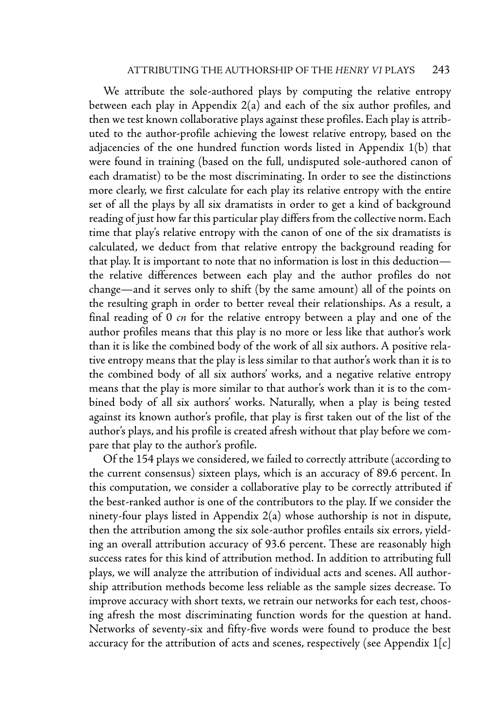We attribute the sole-authored plays by computing the relative entropy between each play in Appendix 2(a) and each of the six author profiles, and then we test known collaborative plays against these profiles. Each play is attributed to the author-profile achieving the lowest relative entropy, based on the adjacencies of the one hundred function words listed in Appendix 1(b) that were found in training (based on the full, undisputed sole-authored canon of each dramatist) to be the most discriminating. In order to see the distinctions more clearly, we first calculate for each play its relative entropy with the entire set of all the plays by all six dramatists in order to get a kind of background reading of just how far this particular play differs from the collective norm. Each time that play's relative entropy with the canon of one of the six dramatists is calculated, we deduct from that relative entropy the background reading for that play. It is important to note that no information is lost in this deduction—the relative differences between each play and the author profiles do not change—and it serves only to shift (by the same amount) all of the points on the resulting graph in order to better reveal their relationships. As a result, a final reading of 0 *cn* for the relative entropy between a play and one of the author profiles means that this play is no more or less like that author's work than it is like the combined body of the work of all six authors. A positive relative entropy means that the play is less similar to that author's work than it is to the combined body of all six authors' works, and a negative relative entropy means that the play is more similar to that author's work than it is to the combined body of all six authors' works. Naturally, when a play is being tested against its known author's profile, that play is first taken out of the list of the author's plays, and his profile is created afresh without that play before we compare that play to the author's profile.

Of the 154 plays we considered, we failed to correctly attribute (according to the current consensus) sixteen plays, which is an accuracy of 89.6 percent. In this computation, we consider a collaborative play to be correctly attributed if the best-ranked author is one of the contributors to the play. If we consider the ninety-four plays listed in Appendix 2(a) whose authorship is not in dispute, then the attribution among the six sole-author profiles entails six errors, yielding an overall attribution accuracy of 93.6 percent. These are reasonably high success rates for this kind of attribution method. In addition to attributing full plays, we will analyze the attribution of individual acts and scenes. All authorship attribution methods become less reliable as the sample sizes decrease. To improve accuracy with short texts, we retrain our networks for each test, choosing afresh the most discriminating function words for the question at hand. Networks of seventy-six and fifty-five words were found to produce the best accuracy for the attribution of acts and scenes, respectively (see Appendix 1[c]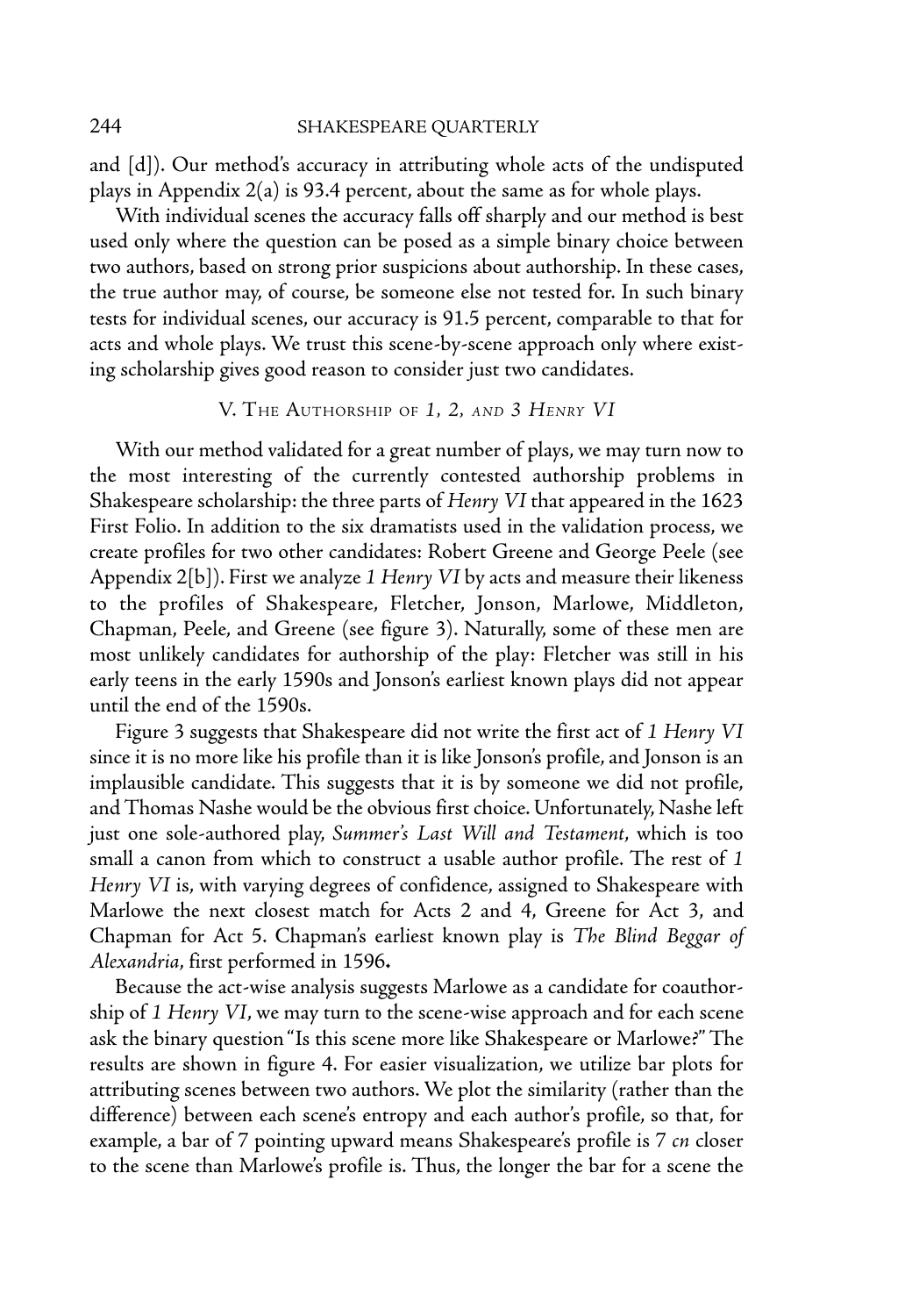and [d]). Our method's accuracy in attributing whole acts of the undisputed plays in Appendix 2(a) is 93.4 percent, about the same as for whole plays.

With individual scenes the accuracy falls off sharply and our method is best used only where the question can be posed as a simple binary choice between two authors, based on strong prior suspicions about authorship. In these cases, the true author may, of course, be someone else not tested for. In such binary tests for individual scenes, our accuracy is 91.5 percent, comparable to that for acts and whole plays. We trust this scene-by-scene approach only where existing scholarship gives good reason to consider just two candidates.

## V. The Authorship of *1*, *2*, and *3 Henry VI*

With our method validated for a great number of plays, we may turn now to the most interesting of the currently contested authorship problems in Shakespeare scholarship: the three parts of *Henry VI* that appeared in the 1623 First Folio. In addition to the six dramatists used in the validation process, we create profiles for two other candidates: Robert Greene and George Peele (see Appendix 2[b]). First we analyze *1 Henry VI* by acts and measure their likeness to the profiles of Shakespeare, Fletcher, Jonson, Marlowe, Middleton, Chapman, Peele, and Greene (see figure 3). Naturally, some of these men are most unlikely candidates for authorship of the play: Fletcher was still in his early teens in the early 1590s and Jonson's earliest known plays did not appear until the end of the 1590s.

Figure 3 suggests that Shakespeare did not write the first act of *1 Henry VI* since it is no more like his profile than it is like Jonson's profile, and Jonson is an implausible candidate. This suggests that it is by someone we did not profile, and Thomas Nashe would be the obvious first choice. Unfortunately, Nashe left just one sole-authored play, *Summer's Last Will and Testament*, which is too small a canon from which to construct a usable author profile. The rest of *1 Henry VI* is, with varying degrees of confidence, assigned to Shakespeare with Marlowe the next closest match for Acts 2 and 4, Greene for Act 3, and Chapman for Act 5. Chapman's earliest known play is *The Blind Beggar of Alexandria*, first performed in 1596.

Because the act-wise analysis suggests Marlowe as a candidate for coauthorship of *1 Henry VI*, we may turn to the scene-wise approach and for each scene ask the binary question "Is this scene more like Shakespeare or Marlowe?" The results are shown in figure 4. For easier visualization, we utilize bar plots for attributing scenes between two authors. We plot the similarity (rather than the difference) between each scene's entropy and each author's profile, so that, for example, a bar of 7 pointing upward means Shakespeare's profile is 7 *cn* closer to the scene than Marlowe's profile is. Thus, the longer the bar for a scene the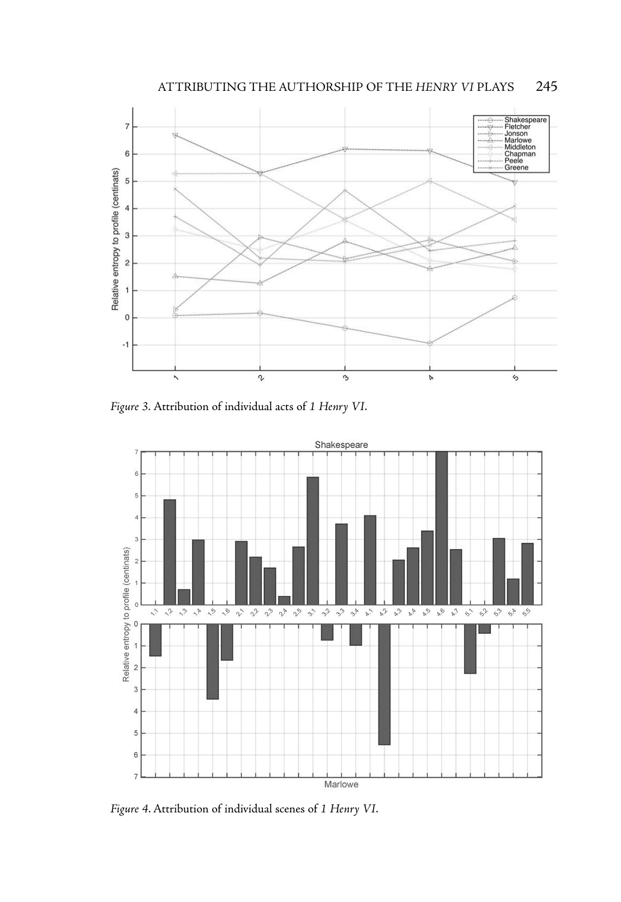*Figure 3.* Attribution of individual acts of *1 Henry VI*.

*Figure 4.* Attribution of individual scenes of *1 Henry VI*.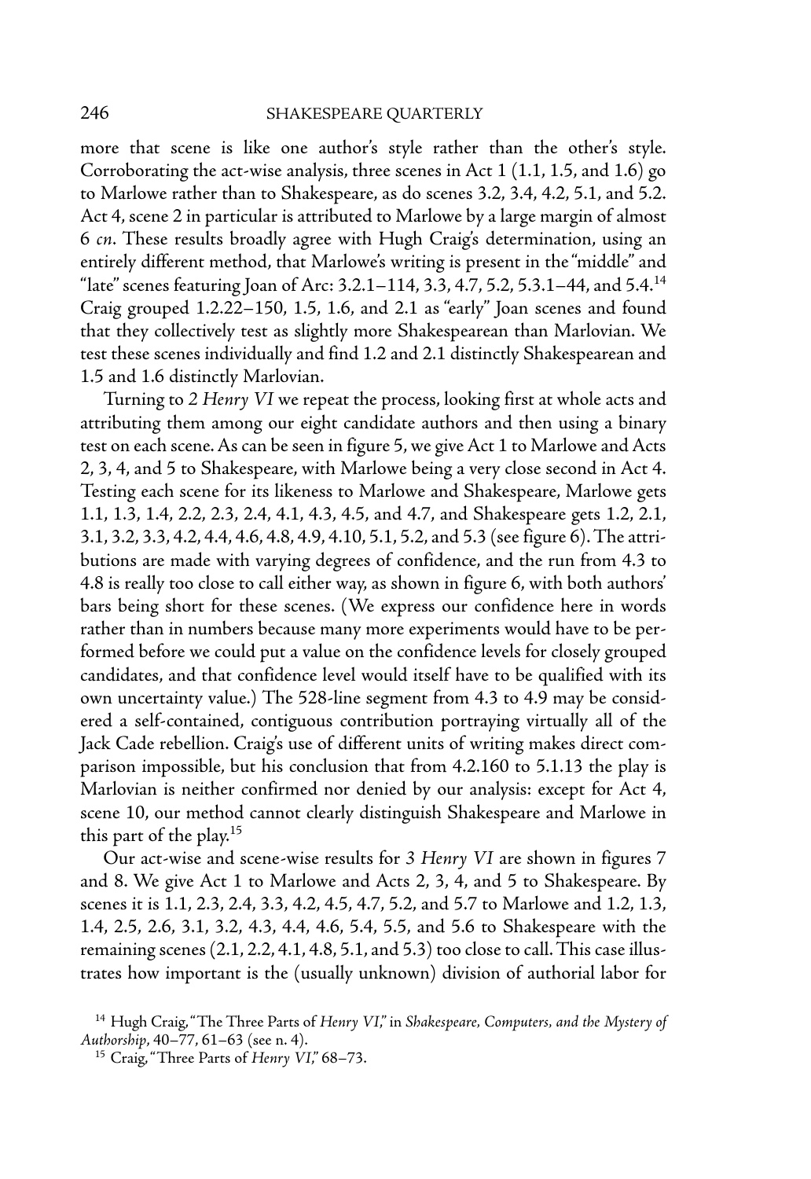more that scene is like one author's style rather than the other's style. Corroborating the act-wise analysis, three scenes in Act 1 (1.1, 1.5, and 1.6) go to Marlowe rather than to Shakespeare, as do scenes 3.2, 3.4, 4.2, 5.1, and 5.2. Act 4, scene 2 in particular is attributed to Marlowe by a large margin of almost 6 *cn*. These results broadly agree with Hugh Craig's determination, using an entirely different method, that Marlowe's writing is present in the "middle" and "late" scenes featuring Joan of Arc: 3.2.1–114, 3.3, 4.7, 5.2, 5.3.1–44, and 5.4.[14] Craig grouped 1.2.22–150, 1.5, 1.6, and 2.1 as "early" Joan scenes and found that they collectively test as slightly more Shakespearean than Marlovian. We test these scenes individually and find 1.2 and 2.1 distinctly Shakespearean and 1.5 and 1.6 distinctly Marlovian.

Turning to *2 Henry VI* we repeat the process, looking first at whole acts and attributing them among our eight candidate authors and then using a binary test on each scene. As can be seen in figure 5, we give Act 1 to Marlowe and Acts 2, 3, 4, and 5 to Shakespeare, with Marlowe being a very close second in Act 4. Testing each scene for its likeness to Marlowe and Shakespeare, Marlowe gets 1.1, 1.3, 1.4, 2.2, 2.3, 2.4, 4.1, 4.3, 4.5, and 4.7, and Shakespeare gets 1.2, 2.1, 3.1, 3.2, 3.3, 4.2, 4.4, 4.6, 4.8, 4.9, 4.10, 5.1, 5.2, and 5.3 (see figure 6). The attributions are made with varying degrees of confidence, and the run from 4.3 to 4.8 is really too close to call either way, as shown in figure 6, with both authors' bars being short for these scenes. (We express our confidence here in words rather than in numbers because many more experiments would have to be performed before we could put a value on the confidence levels for closely grouped candidates, and that confidence level would itself have to be qualified with its own uncertainty value.) The 528-line segment from 4.3 to 4.9 may be considered a self-contained, contiguous contribution portraying virtually all of the Jack Cade rebellion. Craig's use of different units of writing makes direct comparison impossible, but his conclusion that from 4.2.160 to 5.1.13 the play is Marlovian is neither confirmed nor denied by our analysis: except for Act 4, scene 10, our method cannot clearly distinguish Shakespeare and Marlowe in this part of the play.[15]

Our act-wise and scene-wise results for *3 Henry VI* are shown in figures 7 and 8. We give Act 1 to Marlowe and Acts 2, 3, 4, and 5 to Shakespeare. By scenes it is 1.1, 2.3, 2.4, 3.3, 4.2, 4.5, 4.7, 5.2, and 5.7 to Marlowe and 1.2, 1.3, 1.4, 2.5, 2.6, 3.1, 3.2, 4.3, 4.4, 4.6, 5.4, 5.5, and 5.6 to Shakespeare with the remaining scenes (2.1, 2.2, 4.1, 4.8, 5.1, and 5.3) too close to call. This case illustrates how important is the (usually unknown) division of authorial labor for

[14] Hugh Craig, "The Three Parts of *Henry VI*," in *Shakespeare, Computers, and the Mystery of Authorship*, 40–77, 61–63 (see n. 4).

[15] Craig, "Three Parts of *Henry VI*," 68–73.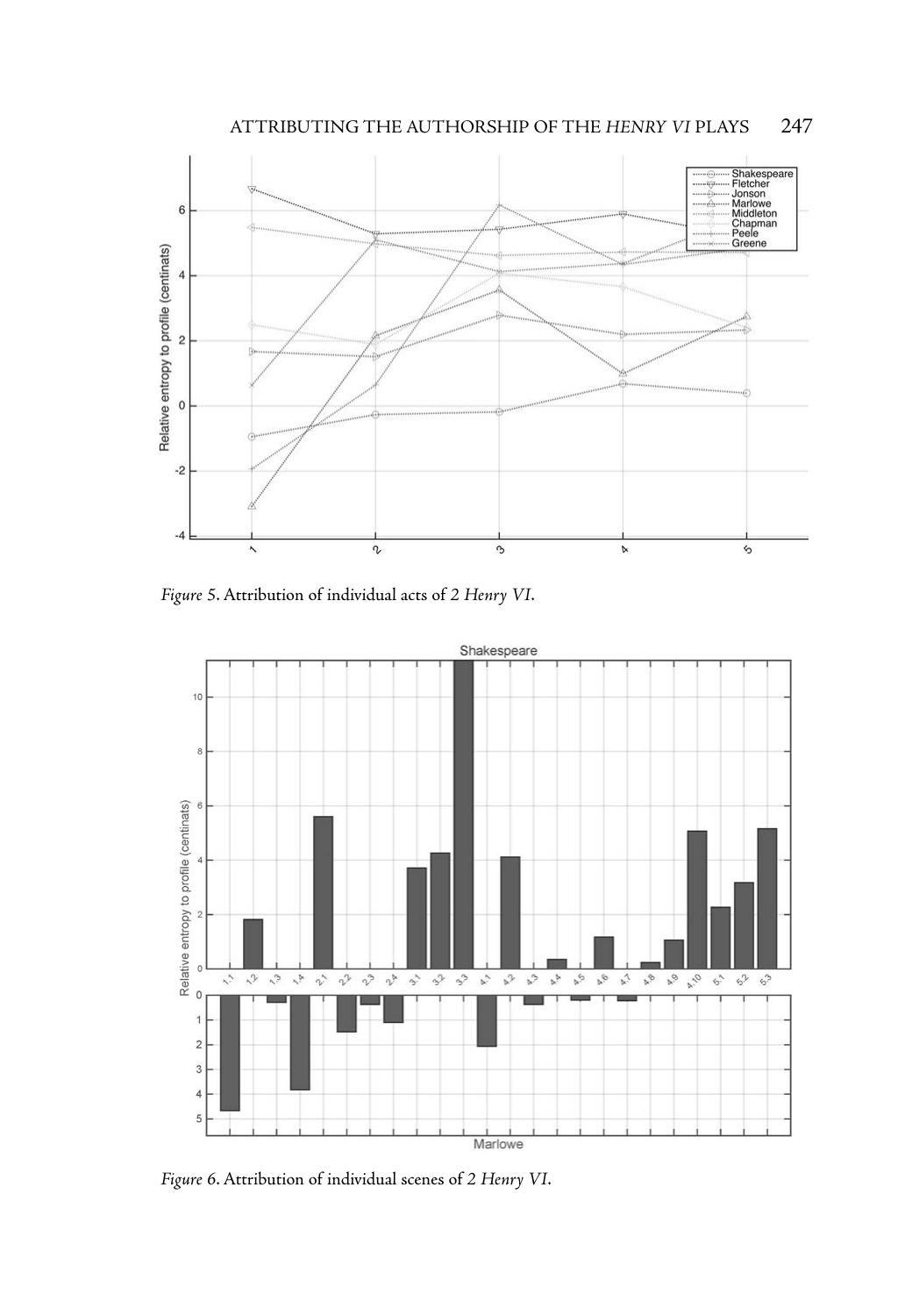*Figure 5*. Attribution of individual acts of *2 Henry VI*.

*Figure 6*. Attribution of individual scenes of *2 Henry VI*.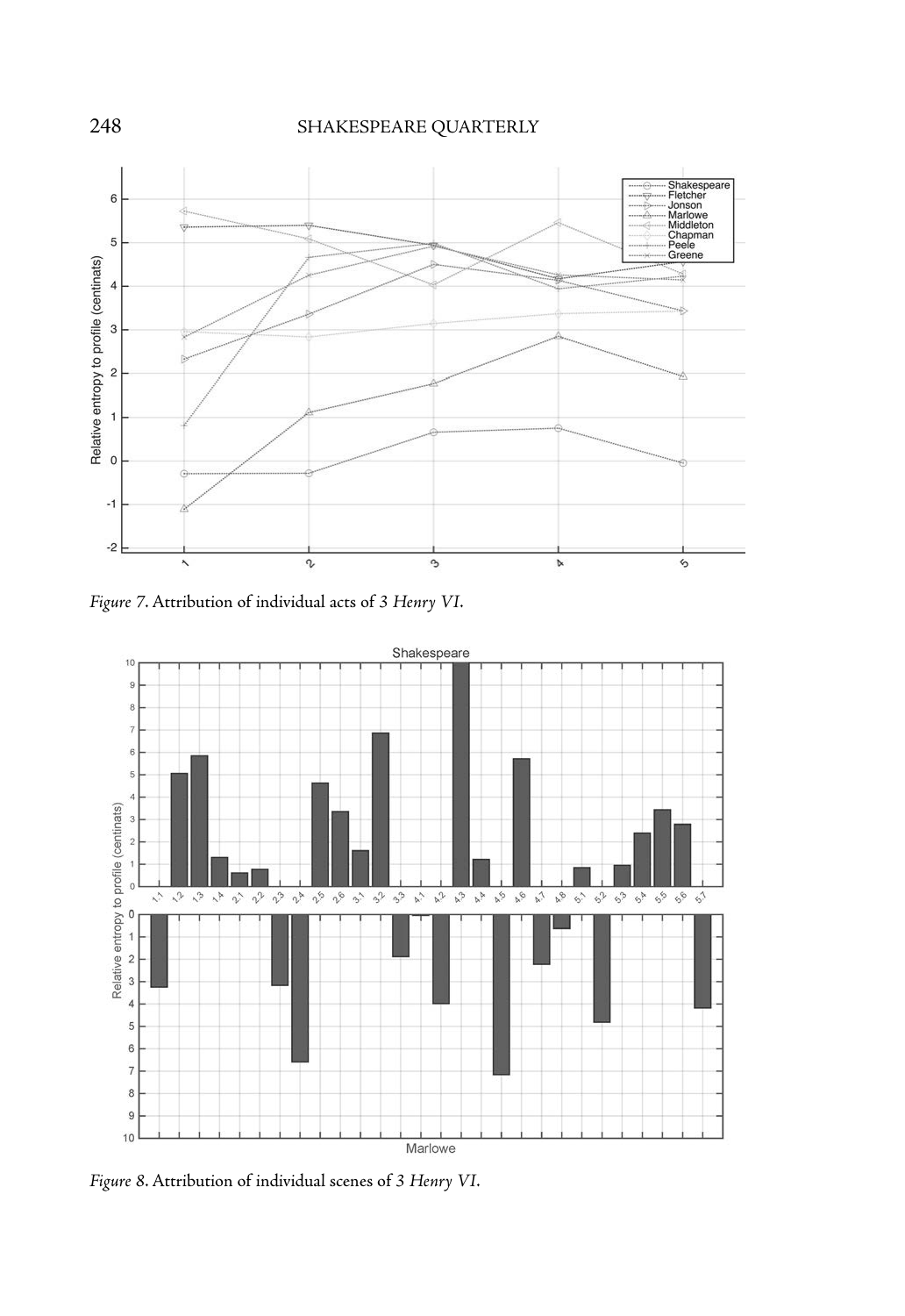*Figure 7*. Attribution of individual acts of *3 Henry VI*.

*Figure 8*. Attribution of individual scenes of *3 Henry VI*.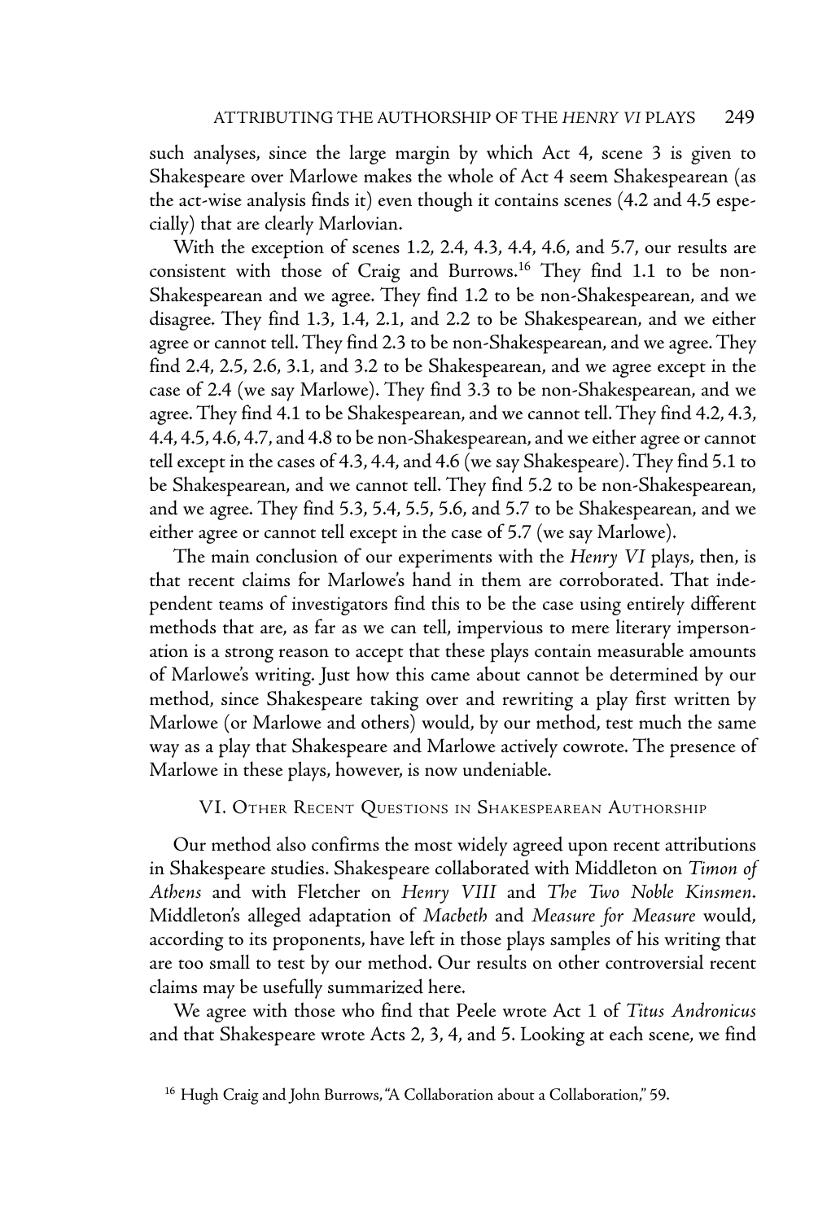such analyses, since the large margin by which Act 4, scene 3 is given to Shakespeare over Marlowe makes the whole of Act 4 seem Shakespearean (as the act-wise analysis finds it) even though it contains scenes (4.2 and 4.5 especially) that are clearly Marlovian.

With the exception of scenes 1.2, 2.4, 4.3, 4.4, 4.6, and 5.7, our results are consistent with those of Craig and Burrows.[16] They find 1.1 to be non-Shakespearean and we agree. They find 1.2 to be non-Shakespearean, and we disagree. They find 1.3, 1.4, 2.1, and 2.2 to be Shakespearean, and we either agree or cannot tell. They find 2.3 to be non-Shakespearean, and we agree. They find 2.4, 2.5, 2.6, 3.1, and 3.2 to be Shakespearean, and we agree except in the case of 2.4 (we say Marlowe). They find 3.3 to be non-Shakespearean, and we agree. They find 4.1 to be Shakespearean, and we cannot tell. They find 4.2, 4.3, 4.4, 4.5, 4.6, 4.7, and 4.8 to be non-Shakespearean, and we either agree or cannot tell except in the cases of 4.3, 4.4, and 4.6 (we say Shakespeare). They find 5.1 to be Shakespearean, and we cannot tell. They find 5.2 to be non-Shakespearean, and we agree. They find 5.3, 5.4, 5.5, 5.6, and 5.7 to be Shakespearean, and we either agree or cannot tell except in the case of 5.7 (we say Marlowe).

The main conclusion of our experiments with the *Henry VI* plays, then, is that recent claims for Marlowe's hand in them are corroborated. That independent teams of investigators find this to be the case using entirely different methods that are, as far as we can tell, impervious to mere literary impersonation is a strong reason to accept that these plays contain measurable amounts of Marlowe's writing. Just how this came about cannot be determined by our method, since Shakespeare taking over and rewriting a play first written by Marlowe (or Marlowe and others) would, by our method, test much the same way as a play that Shakespeare and Marlowe actively cowrote. The presence of Marlowe in these plays, however, is now undeniable.

## VI. Other Recent Questions in Shakespearean Authorship

Our method also confirms the most widely agreed upon recent attributions in Shakespeare studies. Shakespeare collaborated with Middleton on *Timon of Athens* and with Fletcher on *Henry VIII* and *The Two Noble Kinsmen*. Middleton's alleged adaptation of *Macbeth* and *Measure for Measure* would, according to its proponents, have left in those plays samples of his writing that are too small to test by our method. Our results on other controversial recent claims may be usefully summarized here.

We agree with those who find that Peele wrote Act 1 of *Titus Andronicus* and that Shakespeare wrote Acts 2, 3, 4, and 5. Looking at each scene, we find

[16] Hugh Craig and John Burrows, "A Collaboration about a Collaboration," 59.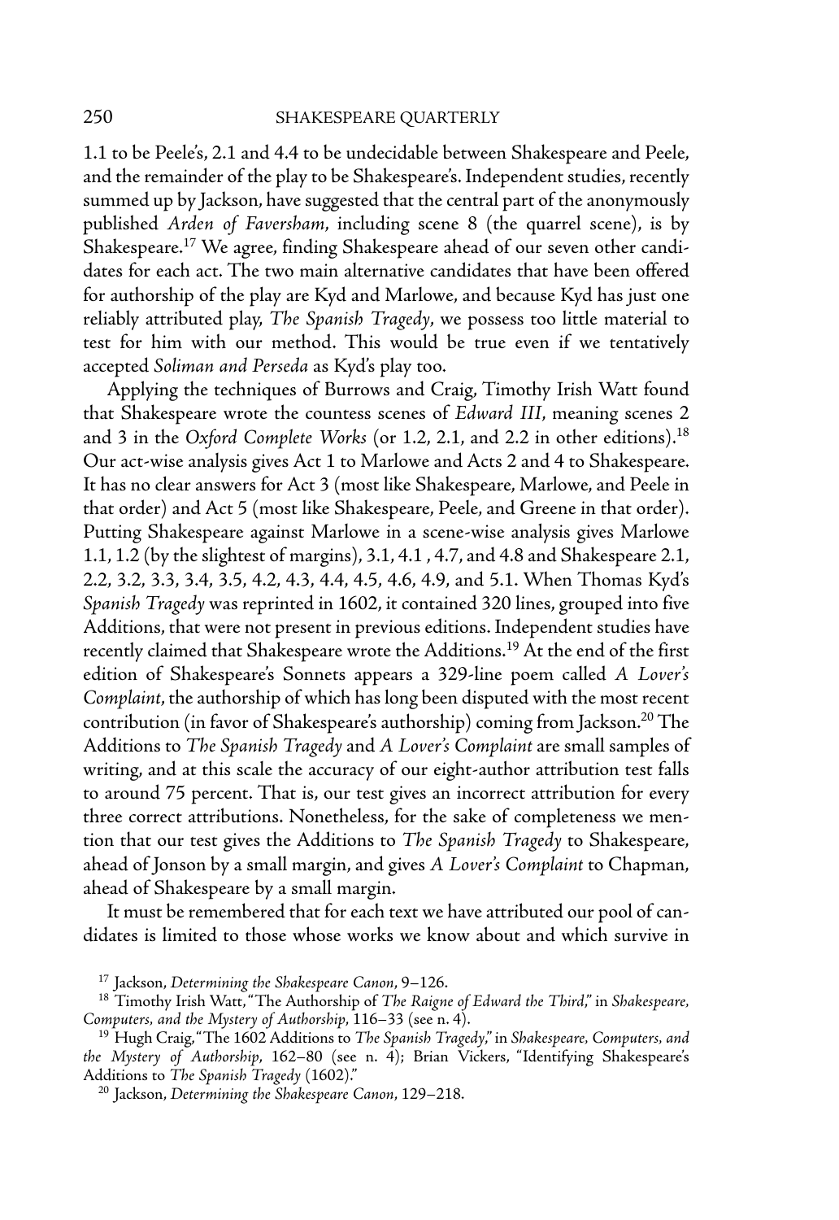1.1 to be Peele's, 2.1 and 4.4 to be undecidable between Shakespeare and Peele, and the remainder of the play to be Shakespeare's. Independent studies, recently summed up by Jackson, have suggested that the central part of the anonymously published *Arden of Faversham*, including scene 8 (the quarrel scene), is by Shakespeare.[17] We agree, finding Shakespeare ahead of our seven other candidates for each act. The two main alternative candidates that have been offered for authorship of the play are Kyd and Marlowe, and because Kyd has just one reliably attributed play, *The Spanish Tragedy*, we possess too little material to test for him with our method. This would be true even if we tentatively accepted *Soliman and Perseda* as Kyd's play too.

Applying the techniques of Burrows and Craig, Timothy Irish Watt found that Shakespeare wrote the countess scenes of *Edward III*, meaning scenes 2 and 3 in the *Oxford Complete Works* (or 1.2, 2.1, and 2.2 in other editions).[18] Our act-wise analysis gives Act 1 to Marlowe and Acts 2 and 4 to Shakespeare. It has no clear answers for Act 3 (most like Shakespeare, Marlowe, and Peele in that order) and Act 5 (most like Shakespeare, Peele, and Greene in that order). Putting Shakespeare against Marlowe in a scene-wise analysis gives Marlowe 1.1, 1.2 (by the slightest of margins), 3.1, 4.1 , 4.7, and 4.8 and Shakespeare 2.1, 2.2, 3.2, 3.3, 3.4, 3.5, 4.2, 4.3, 4.4, 4.5, 4.6, 4.9, and 5.1. When Thomas Kyd's *Spanish Tragedy* was reprinted in 1602, it contained 320 lines, grouped into five Additions, that were not present in previous editions. Independent studies have recently claimed that Shakespeare wrote the Additions.[19] At the end of the first edition of Shakespeare's Sonnets appears a 329-line poem called *A Lover's Complaint*, the authorship of which has long been disputed with the most recent contribution (in favor of Shakespeare's authorship) coming from Jackson.[20] The Additions to *The Spanish Tragedy* and *A Lover's Complaint* are small samples of writing, and at this scale the accuracy of our eight-author attribution test falls to around 75 percent. That is, our test gives an incorrect attribution for every three correct attributions. Nonetheless, for the sake of completeness we mention that our test gives the Additions to *The Spanish Tragedy* to Shakespeare, ahead of Jonson by a small margin, and gives *A Lover's Complaint* to Chapman, ahead of Shakespeare by a small margin.

It must be remembered that for each text we have attributed our pool of candidates is limited to those whose works we know about and which survive in

[17] Jackson, *Determining the Shakespeare Canon*, 9–126.

[18] Timothy Irish Watt, "The Authorship of *The Raigne of Edward the Third*," in *Shakespeare, Computers, and the Mystery of Authorship*, 116–33 (see n. 4).

[19] Hugh Craig, "The 1602 Additions to *The Spanish Tragedy*," in *Shakespeare, Computers, and the Mystery of Authorship*, 162–80 (see n. 4); Brian Vickers, "Identifying Shakespeare's Additions to *The Spanish Tragedy* (1602)."

[20] Jackson, *Determining the Shakespeare Canon*, 129–218.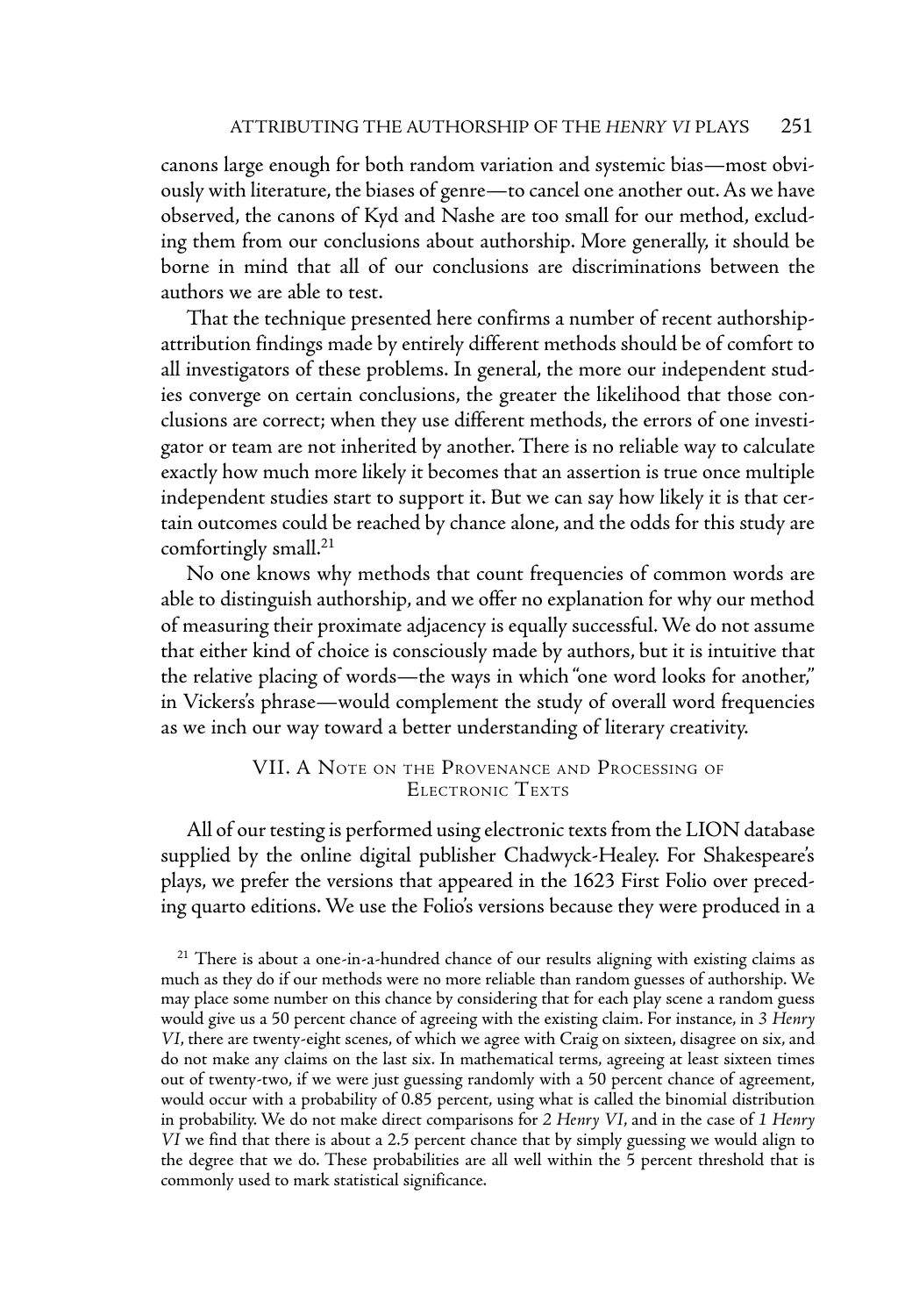canons large enough for both random variation and systemic bias—most obviously with literature, the biases of genre—to cancel one another out. As we have observed, the canons of Kyd and Nashe are too small for our method, excluding them from our conclusions about authorship. More generally, it should be borne in mind that all of our conclusions are discriminations between the authors we are able to test.

That the technique presented here confirms a number of recent authorship-attribution findings made by entirely different methods should be of comfort to all investigators of these problems. In general, the more our independent studies converge on certain conclusions, the greater the likelihood that those conclusions are correct; when they use different methods, the errors of one investigator or team are not inherited by another. There is no reliable way to calculate exactly how much more likely it becomes that an assertion is true once multiple independent studies start to support it. But we can say how likely it is that certain outcomes could be reached by chance alone, and the odds for this study are comfortingly small.[21]

No one knows why methods that count frequencies of common words are able to distinguish authorship, and we offer no explanation for why our method of measuring their proximate adjacency is equally successful. We do not assume that either kind of choice is consciously made by authors, but it is intuitive that the relative placing of words—the ways in which "one word looks for another," in Vickers's phrase—would complement the study of overall word frequencies as we inch our way toward a better understanding of literary creativity.

## VII. A Note on the Provenance and Processing of Electronic Texts

All of our testing is performed using electronic texts from the LION database supplied by the online digital publisher Chadwyck-Healey. For Shakespeare's plays, we prefer the versions that appeared in the 1623 First Folio over preceding quarto editions. We use the Folio's versions because they were produced in a

[21] There is about a one-in-a-hundred chance of our results aligning with existing claims as much as they do if our methods were no more reliable than random guesses of authorship. We may place some number on this chance by considering that for each play scene a random guess would give us a 50 percent chance of agreeing with the existing claim. For instance, in *3 Henry VI*, there are twenty-eight scenes, of which we agree with Craig on sixteen, disagree on six, and do not make any claims on the last six. In mathematical terms, agreeing at least sixteen times out of twenty-two, if we were just guessing randomly with a 50 percent chance of agreement, would occur with a probability of 0.85 percent, using what is called the binomial distribution in probability. We do not make direct comparisons for *2 Henry VI*, and in the case of *1 Henry VI* we find that there is about a 2.5 percent chance that by simply guessing we would align to the degree that we do. These probabilities are all well within the 5 percent threshold that is commonly used to mark statistical significance.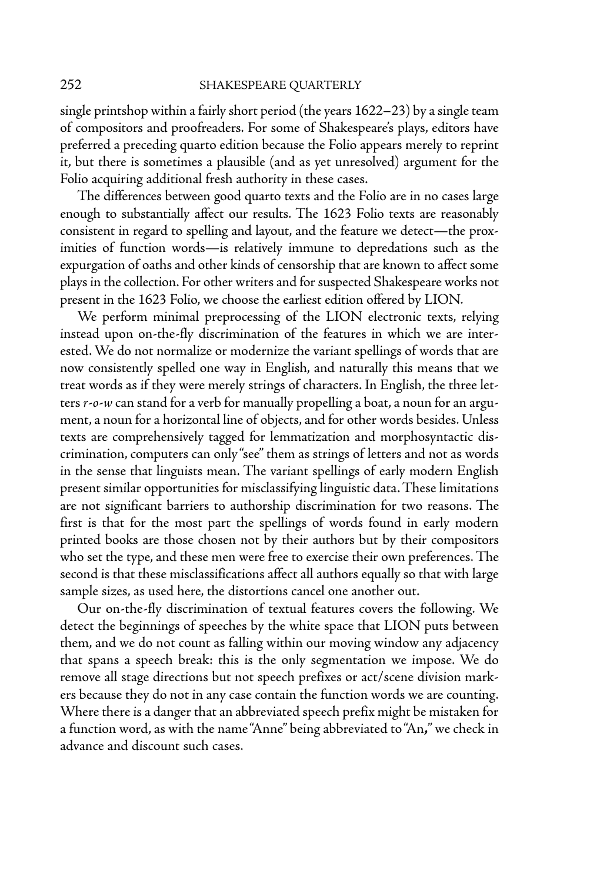single printshop within a fairly short period (the years 1622–23) by a single team of compositors and proofreaders. For some of Shakespeare's plays, editors have preferred a preceding quarto edition because the Folio appears merely to reprint it, but there is sometimes a plausible (and as yet unresolved) argument for the Folio acquiring additional fresh authority in these cases.

The differences between good quarto texts and the Folio are in no cases large enough to substantially affect our results. The 1623 Folio texts are reasonably consistent in regard to spelling and layout, and the feature we detect—the proximities of function words—is relatively immune to depredations such as the expurgation of oaths and other kinds of censorship that are known to affect some plays in the collection. For other writers and for suspected Shakespeare works not present in the 1623 Folio, we choose the earliest edition offered by LION.

We perform minimal preprocessing of the LION electronic texts, relying instead upon on-the-fly discrimination of the features in which we are interested. We do not normalize or modernize the variant spellings of words that are now consistently spelled one way in English, and naturally this means that we treat words as if they were merely strings of characters. In English, the three letters *r-o-w* can stand for a verb for manually propelling a boat, a noun for an argument, a noun for a horizontal line of objects, and for other words besides. Unless texts are comprehensively tagged for lemmatization and morphosyntactic discrimination, computers can only "see" them as strings of letters and not as words in the sense that linguists mean. The variant spellings of early modern English present similar opportunities for misclassifying linguistic data. These limitations are not significant barriers to authorship discrimination for two reasons. The first is that for the most part the spellings of words found in early modern printed books are those chosen not by their authors but by their compositors who set the type, and these men were free to exercise their own preferences. The second is that these misclassifications affect all authors equally so that with large sample sizes, as used here, the distortions cancel one another out.

Our on-the-fly discrimination of textual features covers the following. We detect the beginnings of speeches by the white space that LION puts between them, and we do not count as falling within our moving window any adjacency that spans a speech break: this is the only segmentation we impose. We do remove all stage directions but not speech prefixes or act/scene division markers because they do not in any case contain the function words we are counting. Where there is a danger that an abbreviated speech prefix might be mistaken for a function word, as with the name "Anne" being abbreviated to "An**,**" we check in advance and discount such cases.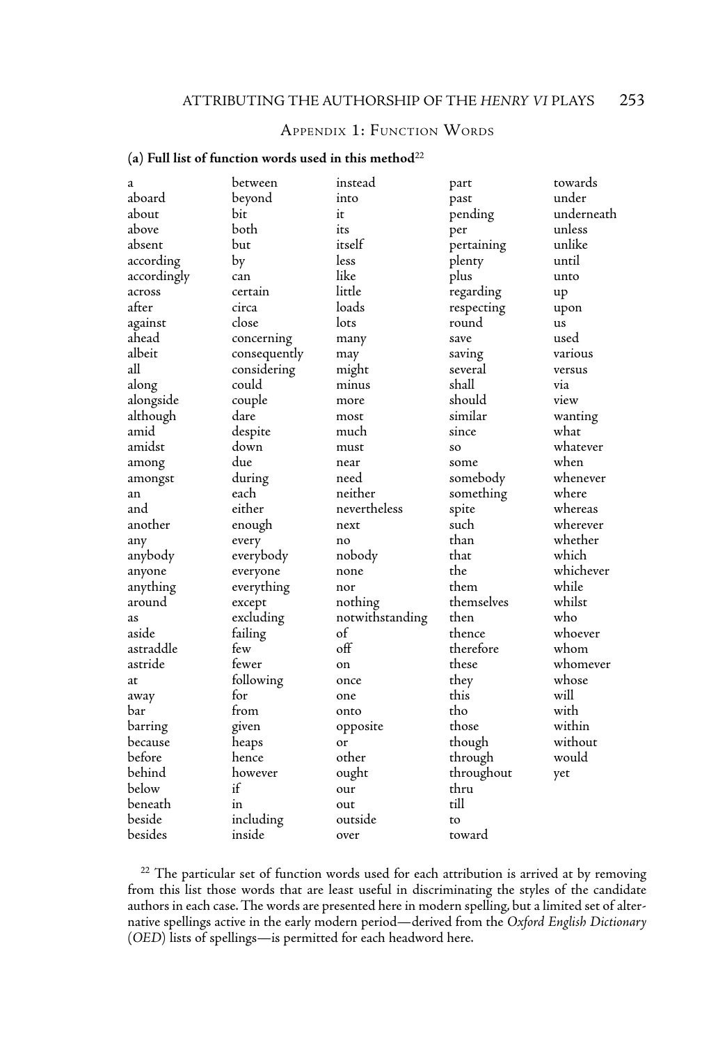## Appendix 1: Function Words

### (a) Full list of function words used in this method[22]

| | | | | |
|---|---|---|---|---|
| a | between | instead | part | towards |
| aboard | beyond | into | past | under |
| about | bit | it | pending | underneath |
| above | both | its | per | unless |
| absent | but | itself | pertaining | unlike |
| according | by | less | plenty | until |
| accordingly | can | like | plus | unto |
| across | certain | little | regarding | up |
| after | circa | loads | respecting | upon |
| against | close | lots | round | us |
| ahead | concerning | many | save | used |
| albeit | consequently | may | saving | various |
| all | considering | might | several | versus |
| along | could | minus | shall | via |
| alongside | couple | more | should | view |
| although | dare | most | similar | wanting |
| amid | despite | much | since | what |
| amidst | down | must | so | whatever |
| among | due | near | some | when |
| amongst | during | need | somebody | whenever |
| an | each | neither | something | where |
| and | either | nevertheless | spite | whereas |
| another | enough | next | such | wherever |
| any | every | no | than | whether |
| anybody | everybody | nobody | that | which |
| anyone | everyone | none | the | whichever |
| anything | everything | nor | them | while |
| around | except | nothing | themselves | whilst |
| as | excluding | notwithstanding | then | who |
| aside | failing | of | thence | whoever |
| astraddle | few | off | therefore | whom |
| astride | fewer | on | these | whomever |
| at | following | once | they | whose |
| away | for | one | this | will |
| bar | from | onto | tho | with |
| barring | given | opposite | those | within |
| because | heaps | or | though | without |
| before | hence | other | through | would |
| behind | however | ought | throughout | yet |
| below | if | our | thru | |
| beneath | in | out | till | |
| beside | including | outside | to | |
| besides | inside | over | toward | |

[22] The particular set of function words used for each attribution is arrived at by removing from this list those words that are least useful in discriminating the styles of the candidate authors in each case. The words are presented here in modern spelling, but a limited set of alternative spellings active in the early modern period—derived from the *Oxford English Dictionary* (*OED*) lists of spellings—is permitted for each headword here.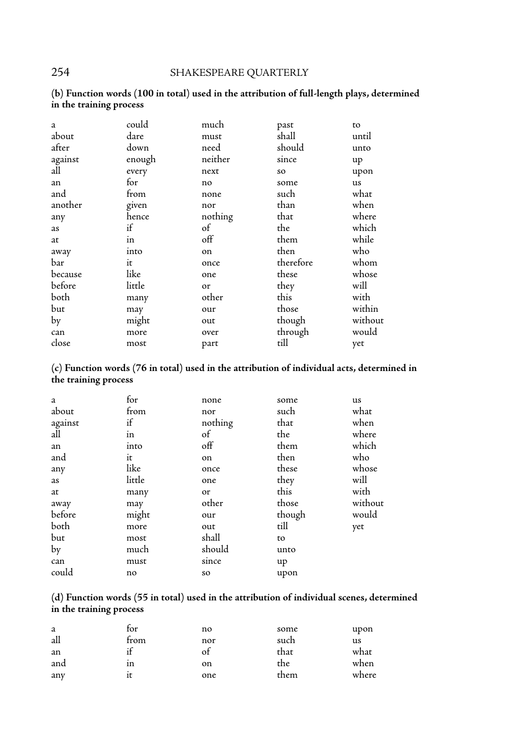**(b) Function words (100 in total) used in the attribution of full-length plays, determined in the training process**

| | | | | |
|---|---|---|---|---|
| a | could | much | past | to |
| about | dare | must | shall | until |
| after | down | need | should | unto |
| against | enough | neither | since | up |
| all | every | next | so | upon |
| an | for | no | some | us |
| and | from | none | such | what |
| another | given | nor | than | when |
| any | hence | nothing | that | where |
| as | if | of | the | which |
| at | in | off | them | while |
| away | into | on | then | who |
| bar | it | once | therefore | whom |
| because | like | one | these | whose |
| before | little | or | they | will |
| both | many | other | this | with |
| but | may | our | those | within |
| by | might | out | though | without |
| can | more | over | through | would |
| close | most | part | till | yet |

**(c) Function words (76 in total) used in the attribution of individual acts, determined in the training process**

| | | | | |
|---|---|---|---|---|
| a | for | none | some | us |
| about | from | nor | such | what |
| against | if | nothing | that | when |
| all | in | of | the | where |
| an | into | off | them | which |
| and | it | on | then | who |
| any | like | once | these | whose |
| as | little | one | they | will |
| at | many | or | this | with |
| away | may | other | those | without |
| before | might | our | though | would |
| both | more | out | till | yet |
| but | most | shall | to | |
| by | much | should | unto | |
| can | must | since | up | |
| could | no | so | upon | |

**(d) Function words (55 in total) used in the attribution of individual scenes, determined in the training process**

| | | | | |
|---|---|---|---|---|
| a | for | no | some | upon |
| all | from | nor | such | us |
| an | if | of | that | what |
| and | in | on | the | when |
| any | it | one | them | where |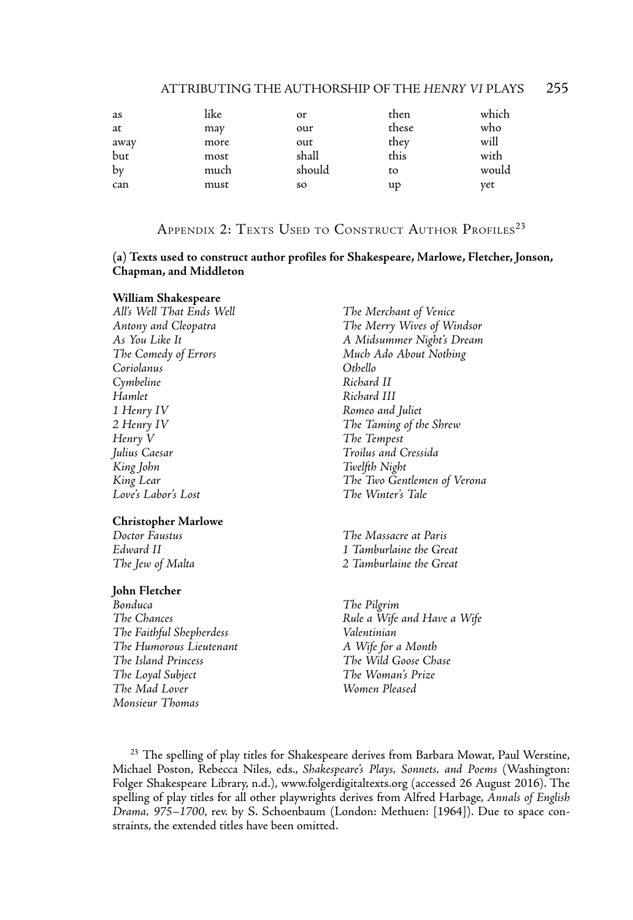| as | like | or | then | which |
|---|---|---|---|---|
| at | may | our | these | who |
| away | more | out | they | will |
| but | most | shall | this | with |
| by | much | should | to | would |
| can | must | so | up | yet |

## Appendix 2: Texts Used to Construct Author Profiles[23]

**(a) Texts used to construct author profiles for Shakespeare, Marlowe, Fletcher, Jonson, Chapman, and Middleton**

**William Shakespeare**

*All's Well That Ends Well*
*Antony and Cleopatra*
*As You Like It*
*The Comedy of Errors*
*Coriolanus*
*Cymbeline*
*Hamlet*
*1 Henry IV*
*2 Henry IV*
*Henry V*
*Julius Caesar*
*King John*
*King Lear*
*Love's Labor's Lost*
*The Merchant of Venice*
*The Merry Wives of Windsor*
*A Midsummer Night's Dream*
*Much Ado About Nothing*
*Othello*
*Richard II*
*Richard III*
*Romeo and Juliet*
*The Taming of the Shrew*
*The Tempest*
*Troilus and Cressida*
*Twelfth Night*
*The Two Gentlemen of Verona*
*The Winter's Tale*

**Christopher Marlowe**

*Doctor Faustus*
*Edward II*
*The Jew of Malta*
*The Massacre at Paris*
*1 Tamburlaine the Great*
*2 Tamburlaine the Great*

**John Fletcher**

*Bonduca*
*The Chances*
*The Faithful Shepherdess*
*The Humorous Lieutenant*
*The Island Princess*
*The Loyal Subject*
*The Mad Lover*
*Monsieur Thomas*
*The Pilgrim*
*Rule a Wife and Have a Wife*
*Valentinian*
*A Wife for a Month*
*The Wild Goose Chase*
*The Woman's Prize*
*Women Pleased*

[23] The spelling of play titles for Shakespeare derives from Barbara Mowat, Paul Werstine, Michael Poston, Rebecca Niles, eds., *Shakespeare's Plays, Sonnets, and Poems* (Washington: Folger Shakespeare Library, n.d.), www.folgerdigitaltexts.org (accessed 26 August 2016). The spelling of play titles for all other playwrights derives from Alfred Harbage, *Annals of English Drama, 975–1700*, rev. by S. Schoenbaum (London: Methuen: [1964]). Due to space constraints, the extended titles have been omitted.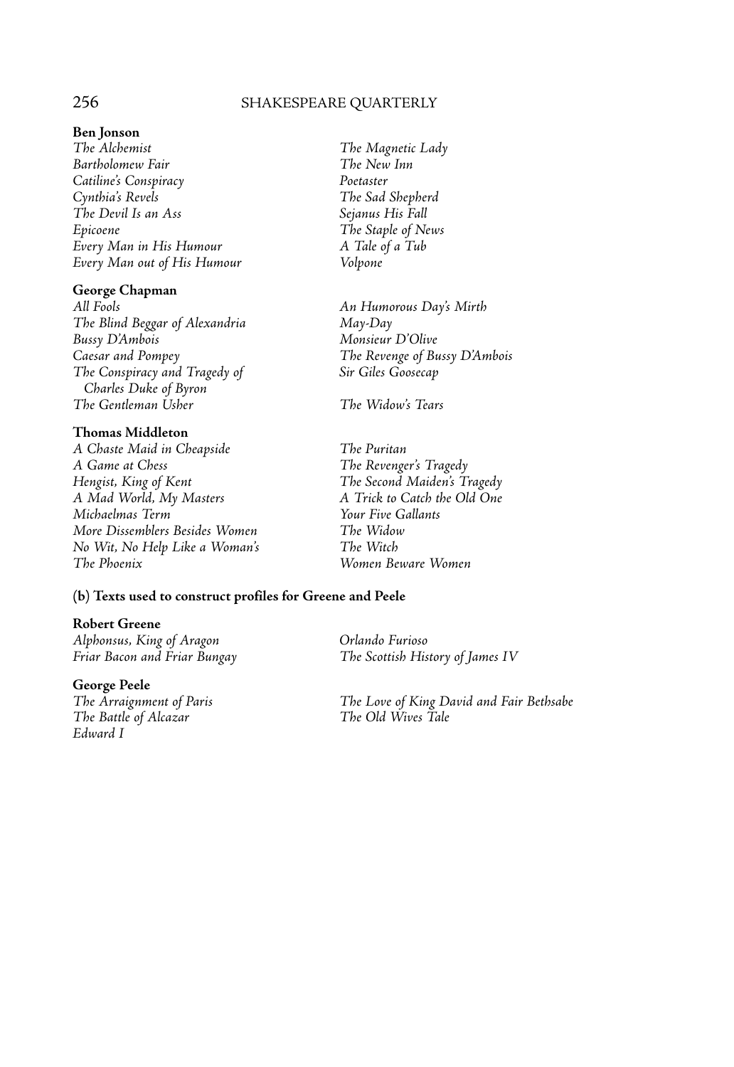**Ben Jonson**

*The Alchemist*
*Bartholomew Fair*
*Catiline's Conspiracy*
*Cynthia's Revels*
*The Devil Is an Ass*
*Epicoene*
*Every Man in His Humour*
*Every Man out of His Humour*
*The Magnetic Lady*
*The New Inn*
*Poetaster*
*The Sad Shepherd*
*Sejanus His Fall*
*The Staple of News*
*A Tale of a Tub*
*Volpone*

**George Chapman**

*All Fools*
*The Blind Beggar of Alexandria*
*Bussy D'Ambois*
*Caesar and Pompey*
*The Conspiracy and Tragedy of Charles Duke of Byron*
*The Gentleman Usher*
*An Humorous Day's Mirth*
*May-Day*
*Monsieur D'Olive*
*The Revenge of Bussy D'Ambois*
*Sir Giles Goosecap*
*The Widow's Tears*

**Thomas Middleton**

*A Chaste Maid in Cheapside*
*A Game at Chess*
*Hengist, King of Kent*
*A Mad World, My Masters*
*Michaelmas Term*
*More Dissemblers Besides Women*
*No Wit, No Help Like a Woman's*
*The Phoenix*
*The Puritan*
*The Revenger's Tragedy*
*The Second Maiden's Tragedy*
*A Trick to Catch the Old One*
*Your Five Gallants*
*The Widow*
*The Witch*
*Women Beware Women*

**(b) Texts used to construct profiles for Greene and Peele**

**Robert Greene**

*Alphonsus, King of Aragon*
*Friar Bacon and Friar Bungay*
*Orlando Furioso*
*The Scottish History of James IV*

**George Peele**

*The Arraignment of Paris*
*The Battle of Alcazar*
*Edward I*
*The Love of King David and Fair Bethsabe*
*The Old Wives Tale*